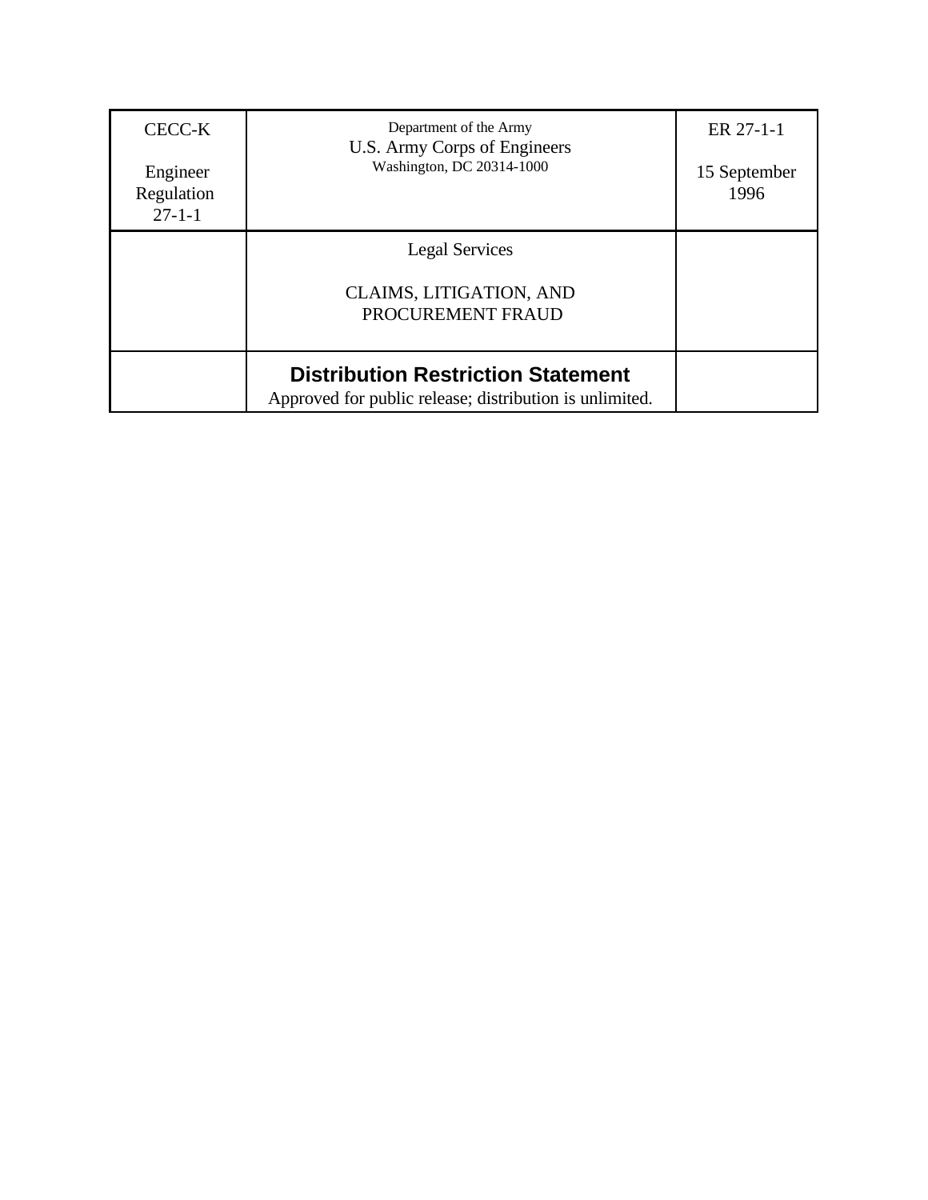| CECC-K<br><br>Engineer Regulation 27-1-1 | Department of the Army<br>U.S. Army Corps of Engineers<br>Washington, DC 20314-1000 | ER 27-1-1<br><br>15 September 1996 |
| --- | --- | --- |
| | Legal Services<br><br>CLAIMS, LITIGATION, AND PROCUREMENT FRAUD | |
| | **Distribution Restriction Statement**<br>Approved for public release; distribution is unlimited. | |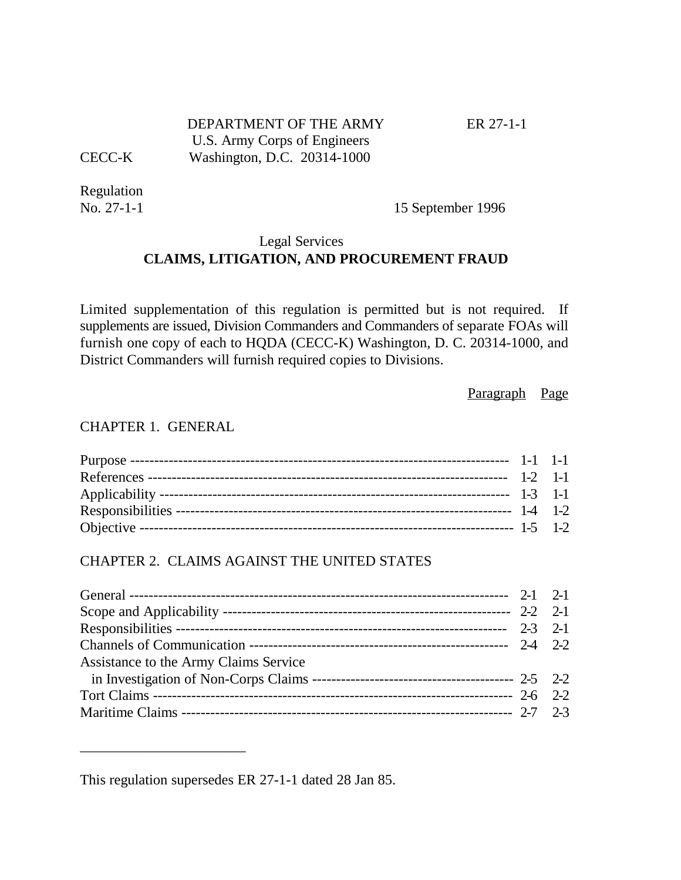DEPARTMENT OF THE ARMY
U.S. Army Corps of Engineers
Washington, D.C. 20314-1000

ER 27-1-1

CECC-K

Regulation
No. 27-1-1

15 September 1996

## Legal Services
## CLAIMS, LITIGATION, AND PROCUREMENT FRAUD

Limited supplementation of this regulation is permitted but is not required. If supplements are issued, Division Commanders and Commanders of separate FOAs will furnish one copy of each to HQDA (CECC-K) Washington, D. C. 20314-1000, and District Commanders will furnish required copies to Divisions.

| | Paragraph | Page |
|---|---|---|
| **CHAPTER 1. GENERAL** | | |
| Purpose | 1-1 | 1-1 |
| References | 1-2 | 1-1 |
| Applicability | 1-3 | 1-1 |
| Responsibilities | 1-4 | 1-2 |
| Objective | 1-5 | 1-2 |
| **CHAPTER 2. CLAIMS AGAINST THE UNITED STATES** | | |
| General | 2-1 | 2-1 |
| Scope and Applicability | 2-2 | 2-1 |
| Responsibilities | 2-3 | 2-1 |
| Channels of Communication | 2-4 | 2-2 |
| Assistance to the Army Claims Service in Investigation of Non-Corps Claims | 2-5 | 2-2 |
| Tort Claims | 2-6 | 2-2 |
| Maritime Claims | 2-7 | 2-3 |

---

This regulation supersedes ER 27-1-1 dated 28 Jan 85.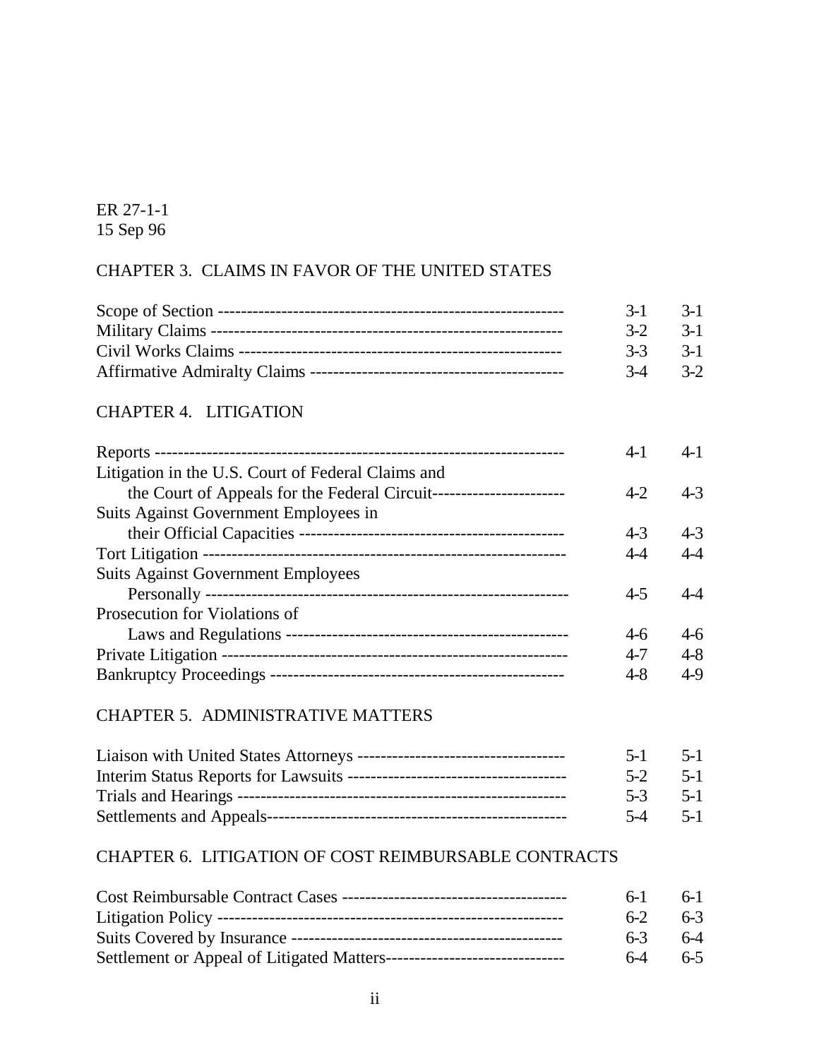## CHAPTER 3. CLAIMS IN FAVOR OF THE UNITED STATES

| | | |
|---|---|---|
| Scope of Section | 3-1 | 3-1 |
| Military Claims | 3-2 | 3-1 |
| Civil Works Claims | 3-3 | 3-1 |
| Affirmative Admiralty Claims | 3-4 | 3-2 |

## CHAPTER 4. LITIGATION

| | | |
|---|---|---|
| Reports | 4-1 | 4-1 |
| Litigation in the U.S. Court of Federal Claims and the Court of Appeals for the Federal Circuit | 4-2 | 4-3 |
| Suits Against Government Employees in their Official Capacities | 4-3 | 4-3 |
| Tort Litigation | 4-4 | 4-4 |
| Suits Against Government Employees Personally | 4-5 | 4-4 |
| Prosecution for Violations of Laws and Regulations | 4-6 | 4-6 |
| Private Litigation | 4-7 | 4-8 |
| Bankruptcy Proceedings | 4-8 | 4-9 |

## CHAPTER 5. ADMINISTRATIVE MATTERS

| | | |
|---|---|---|
| Liaison with United States Attorneys | 5-1 | 5-1 |
| Interim Status Reports for Lawsuits | 5-2 | 5-1 |
| Trials and Hearings | 5-3 | 5-1 |
| Settlements and Appeals | 5-4 | 5-1 |

## CHAPTER 6. LITIGATION OF COST REIMBURSABLE CONTRACTS

| | | |
|---|---|---|
| Cost Reimbursable Contract Cases | 6-1 | 6-1 |
| Litigation Policy | 6-2 | 6-3 |
| Suits Covered by Insurance | 6-3 | 6-4 |
| Settlement or Appeal of Litigated Matters | 6-4 | 6-5 |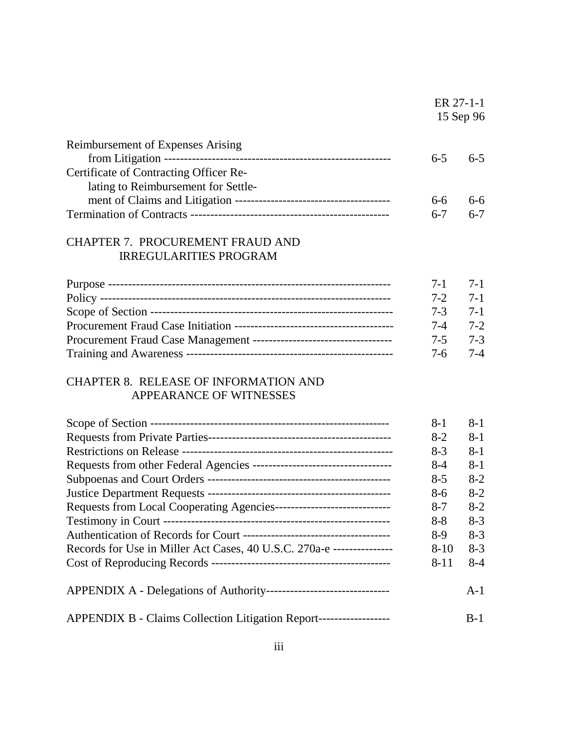| | | |
|---|---|---|
| Reimbursement of Expenses Arising from Litigation | 6-5 | 6-5 |
| Certificate of Contracting Officer Relating to Reimbursement for Settlement of Claims and Litigation | 6-6 | 6-6 |
| Termination of Contracts | 6-7 | 6-7 |

## CHAPTER 7. PROCUREMENT FRAUD AND IRREGULARITIES PROGRAM

| | | |
|---|---|---|
| Purpose | 7-1 | 7-1 |
| Policy | 7-2 | 7-1 |
| Scope of Section | 7-3 | 7-1 |
| Procurement Fraud Case Initiation | 7-4 | 7-2 |
| Procurement Fraud Case Management | 7-5 | 7-3 |
| Training and Awareness | 7-6 | 7-4 |

## CHAPTER 8. RELEASE OF INFORMATION AND APPEARANCE OF WITNESSES

| | | |
|---|---|---|
| Scope of Section | 8-1 | 8-1 |
| Requests from Private Parties | 8-2 | 8-1 |
| Restrictions on Release | 8-3 | 8-1 |
| Requests from other Federal Agencies | 8-4 | 8-1 |
| Subpoenas and Court Orders | 8-5 | 8-2 |
| Justice Department Requests | 8-6 | 8-2 |
| Requests from Local Cooperating Agencies | 8-7 | 8-2 |
| Testimony in Court | 8-8 | 8-3 |
| Authentication of Records for Court | 8-9 | 8-3 |
| Records for Use in Miller Act Cases, 40 U.S.C. 270a-e | 8-10 | 8-3 |
| Cost of Reproducing Records | 8-11 | 8-4 |

| | | |
|---|---|---|
| APPENDIX A - Delegations of Authority | | A-1 |
| APPENDIX B - Claims Collection Litigation Report | | B-1 |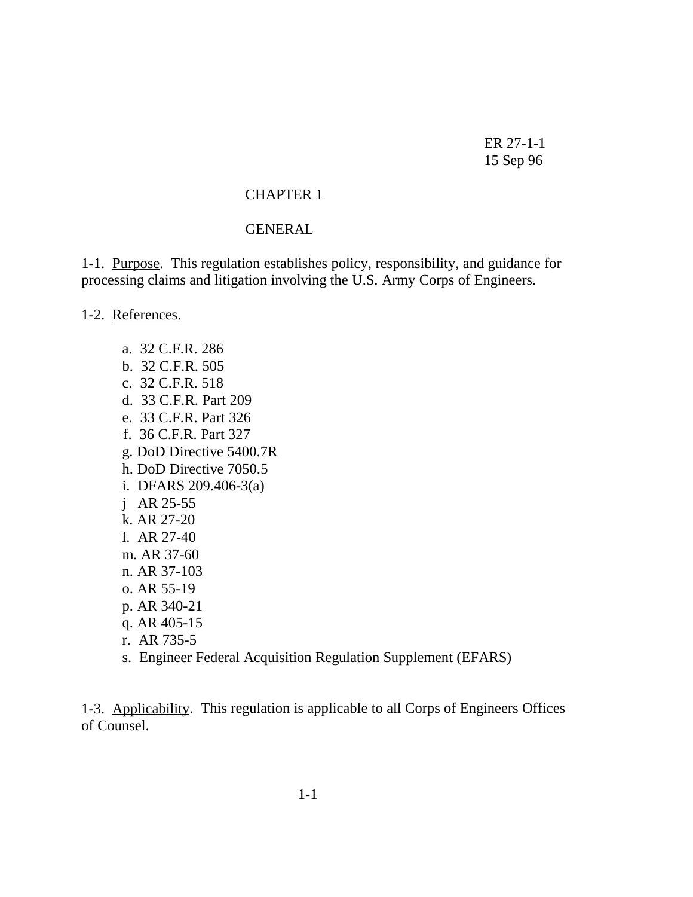ER 27-1-1
15 Sep 96

# CHAPTER 1

## GENERAL

1-1. Purpose. This regulation establishes policy, responsibility, and guidance for processing claims and litigation involving the U.S. Army Corps of Engineers.

1-2. References.

a. 32 C.F.R. 286
b. 32 C.F.R. 505
c. 32 C.F.R. 518
d. 33 C.F.R. Part 209
e. 33 C.F.R. Part 326
f. 36 C.F.R. Part 327
g. DoD Directive 5400.7R
h. DoD Directive 7050.5
i. DFARS 209.406-3(a)
j AR 25-55
k. AR 27-20
l. AR 27-40
m. AR 37-60
n. AR 37-103
o. AR 55-19
p. AR 340-21
q. AR 405-15
r. AR 735-5
s. Engineer Federal Acquisition Regulation Supplement (EFARS)

1-3. Applicability. This regulation is applicable to all Corps of Engineers Offices of Counsel.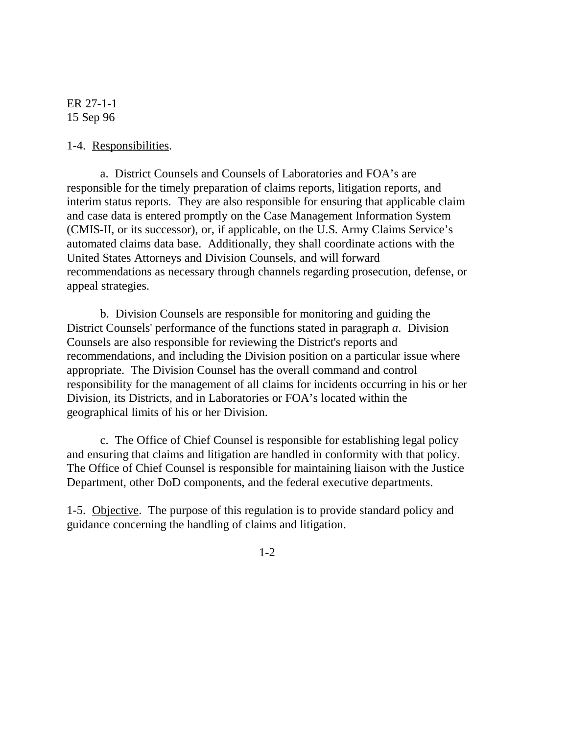1-4. Responsibilities.

a. District Counsels and Counsels of Laboratories and FOA's are responsible for the timely preparation of claims reports, litigation reports, and interim status reports. They are also responsible for ensuring that applicable claim and case data is entered promptly on the Case Management Information System (CMIS-II, or its successor), or, if applicable, on the U.S. Army Claims Service's automated claims data base. Additionally, they shall coordinate actions with the United States Attorneys and Division Counsels, and will forward recommendations as necessary through channels regarding prosecution, defense, or appeal strategies.

b. Division Counsels are responsible for monitoring and guiding the District Counsels' performance of the functions stated in paragraph *a*. Division Counsels are also responsible for reviewing the District's reports and recommendations, and including the Division position on a particular issue where appropriate. The Division Counsel has the overall command and control responsibility for the management of all claims for incidents occurring in his or her Division, its Districts, and in Laboratories or FOA's located within the geographical limits of his or her Division.

c. The Office of Chief Counsel is responsible for establishing legal policy and ensuring that claims and litigation are handled in conformity with that policy. The Office of Chief Counsel is responsible for maintaining liaison with the Justice Department, other DoD components, and the federal executive departments.

1-5. Objective. The purpose of this regulation is to provide standard policy and guidance concerning the handling of claims and litigation.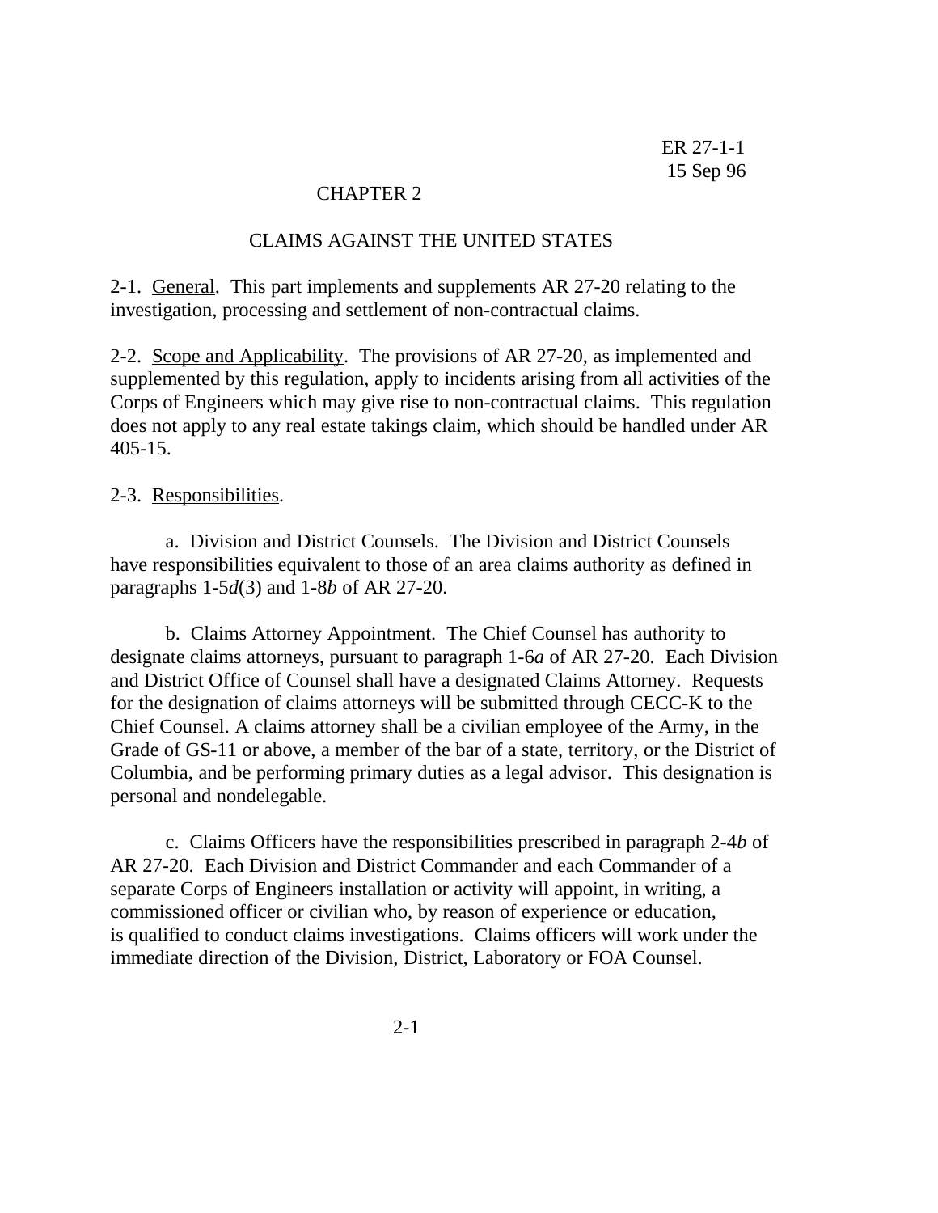# CHAPTER 2

## CLAIMS AGAINST THE UNITED STATES

2-1. General. This part implements and supplements AR 27-20 relating to the investigation, processing and settlement of non-contractual claims.

2-2. Scope and Applicability. The provisions of AR 27-20, as implemented and supplemented by this regulation, apply to incidents arising from all activities of the Corps of Engineers which may give rise to non-contractual claims. This regulation does not apply to any real estate takings claim, which should be handled under AR 405-15.

2-3. Responsibilities.

a. Division and District Counsels. The Division and District Counsels have responsibilities equivalent to those of an area claims authority as defined in paragraphs 1-5*d*(3) and 1-8*b* of AR 27-20.

b. Claims Attorney Appointment. The Chief Counsel has authority to designate claims attorneys, pursuant to paragraph 1-6*a* of AR 27-20. Each Division and District Office of Counsel shall have a designated Claims Attorney. Requests for the designation of claims attorneys will be submitted through CECC-K to the Chief Counsel. A claims attorney shall be a civilian employee of the Army, in the Grade of GS-11 or above, a member of the bar of a state, territory, or the District of Columbia, and be performing primary duties as a legal advisor. This designation is personal and nondelegable.

c. Claims Officers have the responsibilities prescribed in paragraph 2-4*b* of AR 27-20. Each Division and District Commander and each Commander of a separate Corps of Engineers installation or activity will appoint, in writing, a commissioned officer or civilian who, by reason of experience or education, is qualified to conduct claims investigations. Claims officers will work under the immediate direction of the Division, District, Laboratory or FOA Counsel.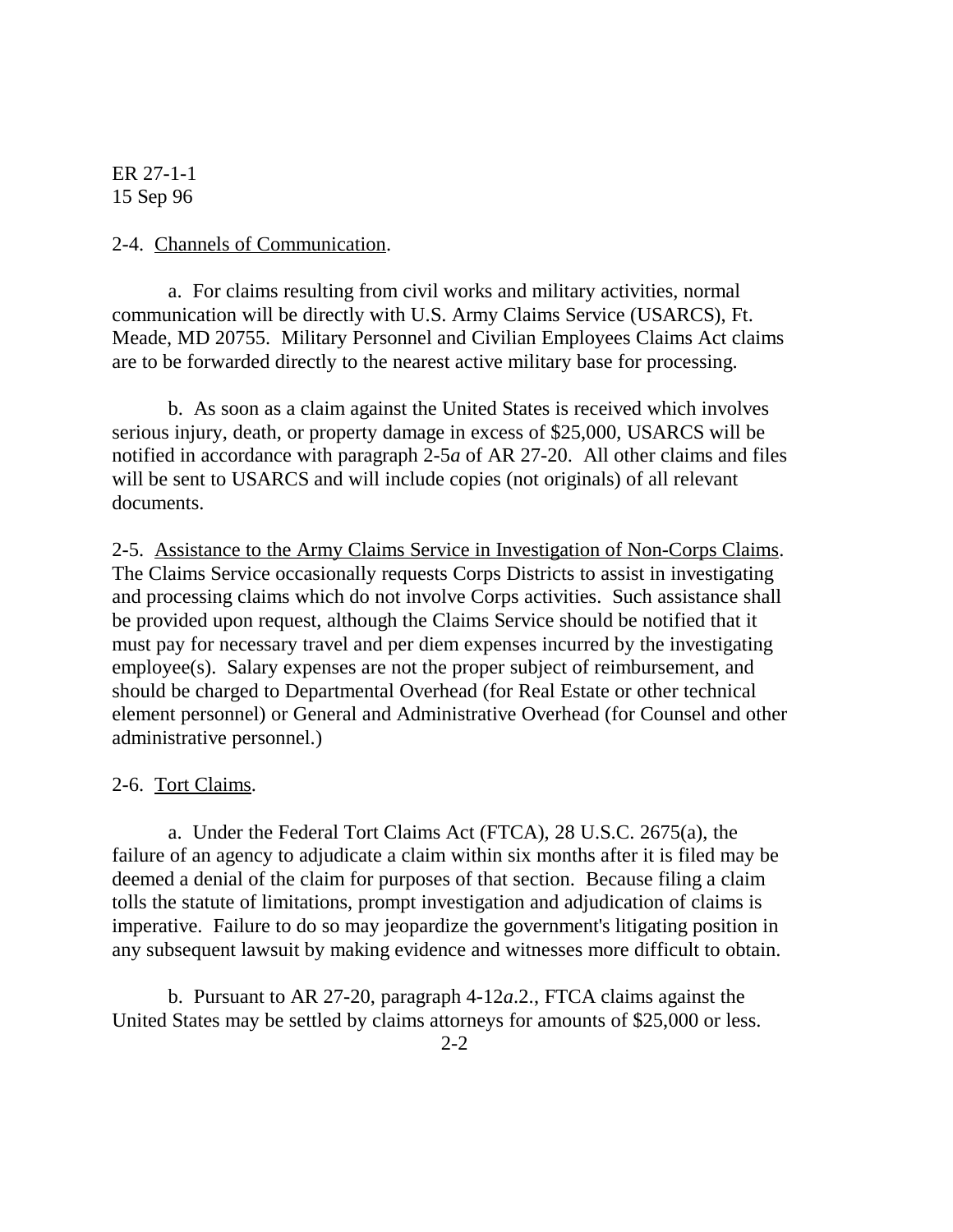2-4. Channels of Communication.

a. For claims resulting from civil works and military activities, normal communication will be directly with U.S. Army Claims Service (USARCS), Ft. Meade, MD 20755. Military Personnel and Civilian Employees Claims Act claims are to be forwarded directly to the nearest active military base for processing.

b. As soon as a claim against the United States is received which involves serious injury, death, or property damage in excess of $25,000, USARCS will be notified in accordance with paragraph 2-5*a* of AR 27-20. All other claims and files will be sent to USARCS and will include copies (not originals) of all relevant documents.

2-5. Assistance to the Army Claims Service in Investigation of Non-Corps Claims. The Claims Service occasionally requests Corps Districts to assist in investigating and processing claims which do not involve Corps activities. Such assistance shall be provided upon request, although the Claims Service should be notified that it must pay for necessary travel and per diem expenses incurred by the investigating employee(s). Salary expenses are not the proper subject of reimbursement, and should be charged to Departmental Overhead (for Real Estate or other technical element personnel) or General and Administrative Overhead (for Counsel and other administrative personnel.)

2-6. Tort Claims.

a. Under the Federal Tort Claims Act (FTCA), 28 U.S.C. 2675(a), the failure of an agency to adjudicate a claim within six months after it is filed may be deemed a denial of the claim for purposes of that section. Because filing a claim tolls the statute of limitations, prompt investigation and adjudication of claims is imperative. Failure to do so may jeopardize the government's litigating position in any subsequent lawsuit by making evidence and witnesses more difficult to obtain.

b. Pursuant to AR 27-20, paragraph 4-12*a*.2., FTCA claims against the United States may be settled by claims attorneys for amounts of $25,000 or less.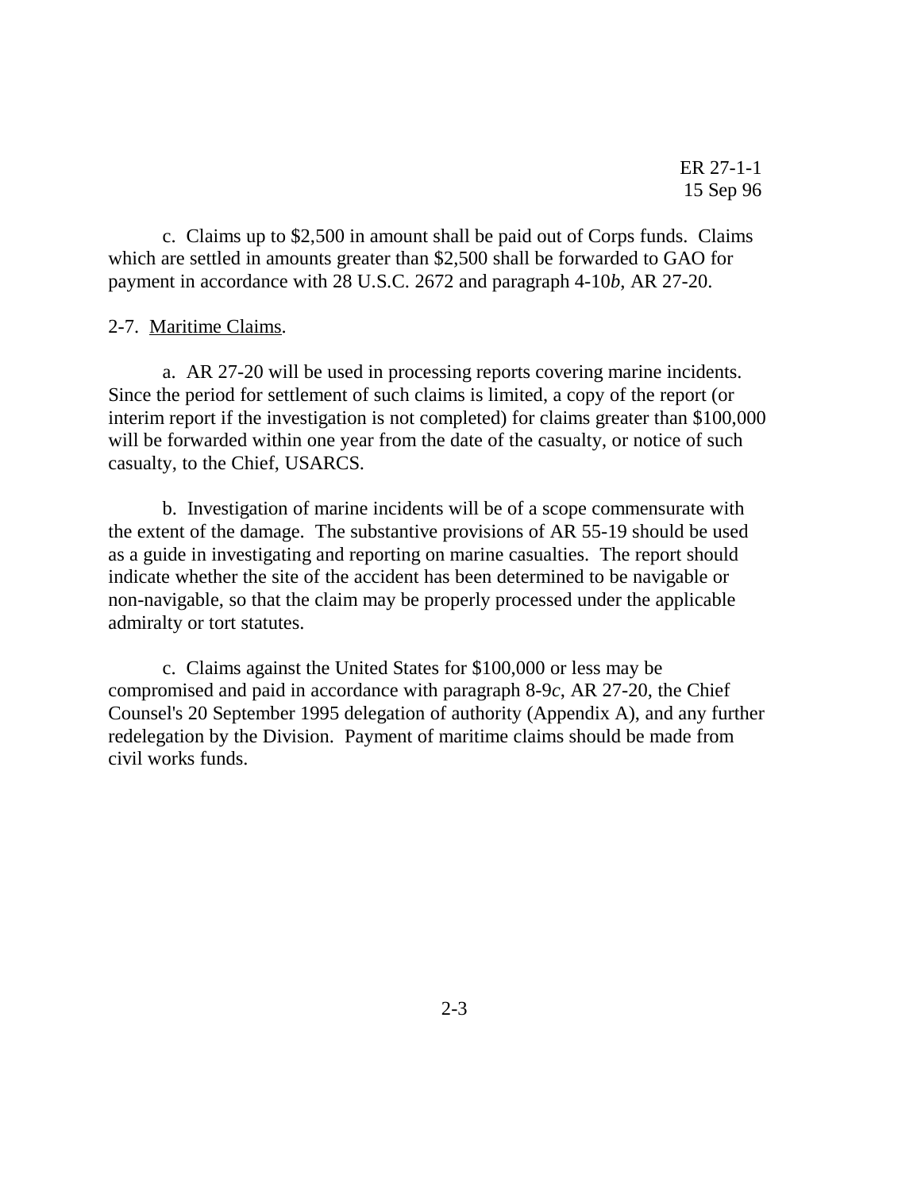c. Claims up to $2,500 in amount shall be paid out of Corps funds. Claims which are settled in amounts greater than $2,500 shall be forwarded to GAO for payment in accordance with 28 U.S.C. 2672 and paragraph 4-10*b*, AR 27-20.

2-7. Maritime Claims.

a. AR 27-20 will be used in processing reports covering marine incidents. Since the period for settlement of such claims is limited, a copy of the report (or interim report if the investigation is not completed) for claims greater than $100,000 will be forwarded within one year from the date of the casualty, or notice of such casualty, to the Chief, USARCS.

b. Investigation of marine incidents will be of a scope commensurate with the extent of the damage. The substantive provisions of AR 55-19 should be used as a guide in investigating and reporting on marine casualties. The report should indicate whether the site of the accident has been determined to be navigable or non-navigable, so that the claim may be properly processed under the applicable admiralty or tort statutes.

c. Claims against the United States for $100,000 or less may be compromised and paid in accordance with paragraph 8-9*c*, AR 27-20, the Chief Counsel's 20 September 1995 delegation of authority (Appendix A), and any further redelegation by the Division. Payment of maritime claims should be made from civil works funds.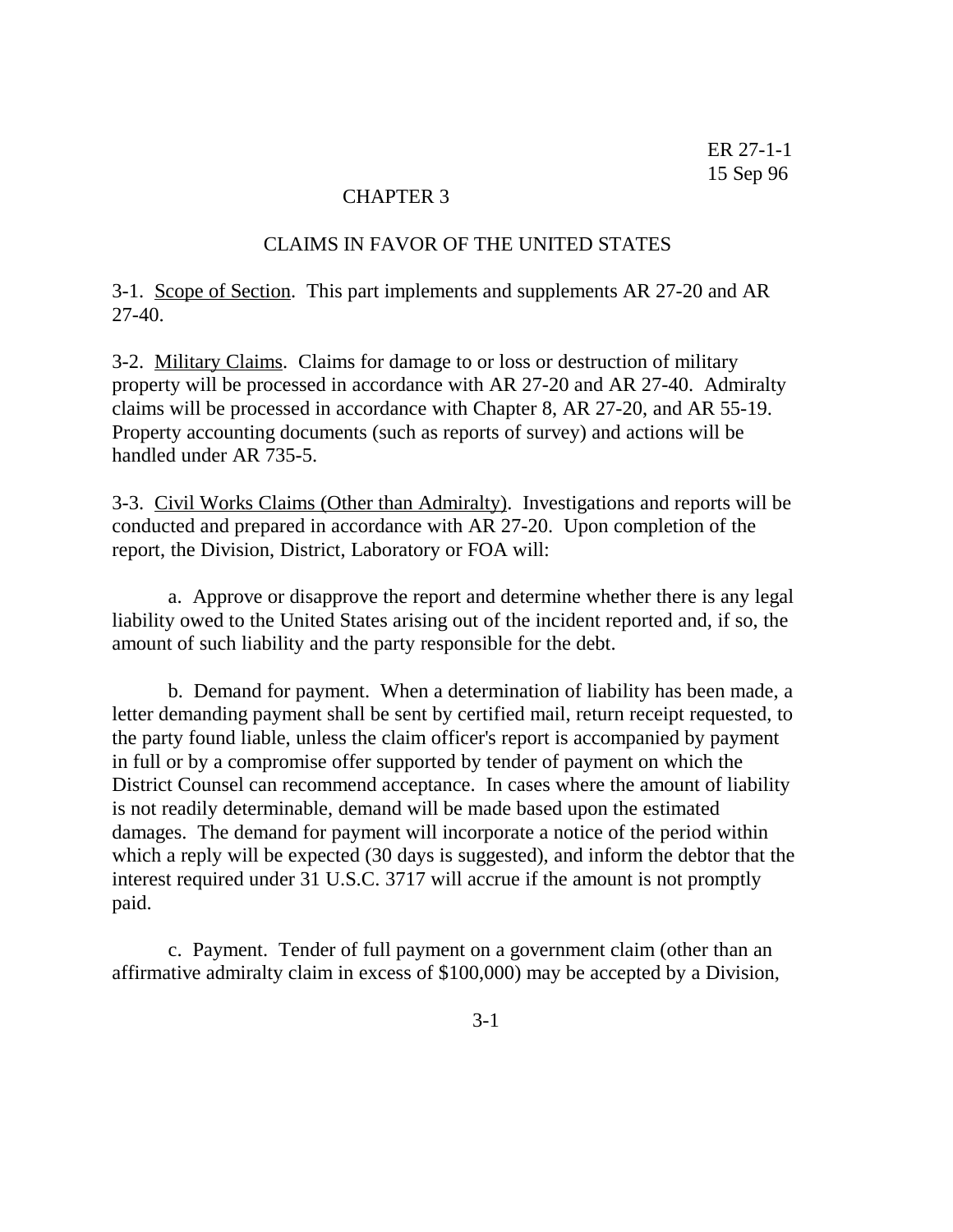# CHAPTER 3

## CLAIMS IN FAVOR OF THE UNITED STATES

3-1. Scope of Section. This part implements and supplements AR 27-20 and AR 27-40.

3-2. Military Claims. Claims for damage to or loss or destruction of military property will be processed in accordance with AR 27-20 and AR 27-40. Admiralty claims will be processed in accordance with Chapter 8, AR 27-20, and AR 55-19. Property accounting documents (such as reports of survey) and actions will be handled under AR 735-5.

3-3. Civil Works Claims (Other than Admiralty). Investigations and reports will be conducted and prepared in accordance with AR 27-20. Upon completion of the report, the Division, District, Laboratory or FOA will:

a. Approve or disapprove the report and determine whether there is any legal liability owed to the United States arising out of the incident reported and, if so, the amount of such liability and the party responsible for the debt.

b. Demand for payment. When a determination of liability has been made, a letter demanding payment shall be sent by certified mail, return receipt requested, to the party found liable, unless the claim officer's report is accompanied by payment in full or by a compromise offer supported by tender of payment on which the District Counsel can recommend acceptance. In cases where the amount of liability is not readily determinable, demand will be made based upon the estimated damages. The demand for payment will incorporate a notice of the period within which a reply will be expected (30 days is suggested), and inform the debtor that the interest required under 31 U.S.C. 3717 will accrue if the amount is not promptly paid.

c. Payment. Tender of full payment on a government claim (other than an affirmative admiralty claim in excess of $100,000) may be accepted by a Division,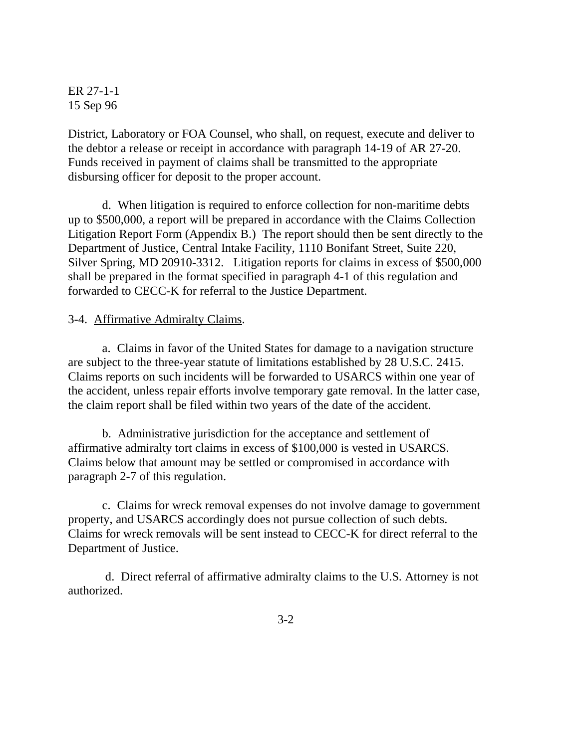District, Laboratory or FOA Counsel, who shall, on request, execute and deliver to the debtor a release or receipt in accordance with paragraph 14-19 of AR 27-20. Funds received in payment of claims shall be transmitted to the appropriate disbursing officer for deposit to the proper account.

d. When litigation is required to enforce collection for non-maritime debts up to $500,000, a report will be prepared in accordance with the Claims Collection Litigation Report Form (Appendix B.) The report should then be sent directly to the Department of Justice, Central Intake Facility, 1110 Bonifant Street, Suite 220, Silver Spring, MD 20910-3312. Litigation reports for claims in excess of $500,000 shall be prepared in the format specified in paragraph 4-1 of this regulation and forwarded to CECC-K for referral to the Justice Department.

3-4. <u>Affirmative Admiralty Claims</u>.

a. Claims in favor of the United States for damage to a navigation structure are subject to the three-year statute of limitations established by 28 U.S.C. 2415. Claims reports on such incidents will be forwarded to USARCS within one year of the accident, unless repair efforts involve temporary gate removal. In the latter case, the claim report shall be filed within two years of the date of the accident.

b. Administrative jurisdiction for the acceptance and settlement of affirmative admiralty tort claims in excess of $100,000 is vested in USARCS. Claims below that amount may be settled or compromised in accordance with paragraph 2-7 of this regulation.

c. Claims for wreck removal expenses do not involve damage to government property, and USARCS accordingly does not pursue collection of such debts. Claims for wreck removals will be sent instead to CECC-K for direct referral to the Department of Justice.

d. Direct referral of affirmative admiralty claims to the U.S. Attorney is not authorized.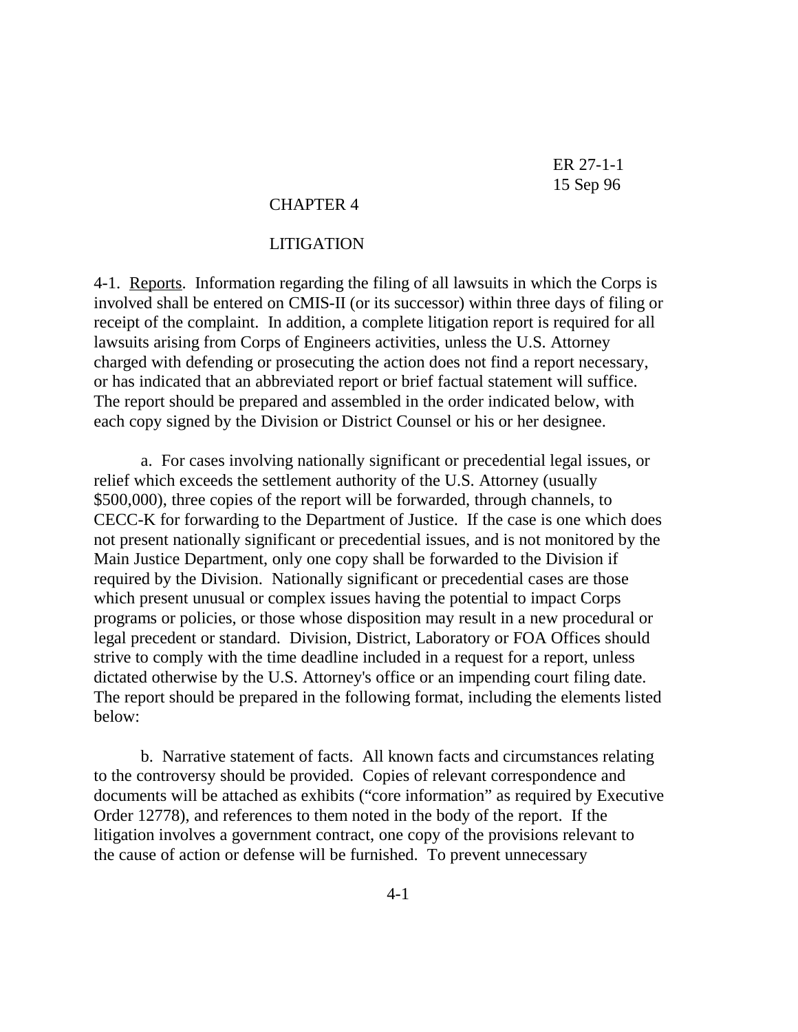## CHAPTER 4

## LITIGATION

4-1. Reports. Information regarding the filing of all lawsuits in which the Corps is involved shall be entered on CMIS-II (or its successor) within three days of filing or receipt of the complaint. In addition, a complete litigation report is required for all lawsuits arising from Corps of Engineers activities, unless the U.S. Attorney charged with defending or prosecuting the action does not find a report necessary, or has indicated that an abbreviated report or brief factual statement will suffice. The report should be prepared and assembled in the order indicated below, with each copy signed by the Division or District Counsel or his or her designee.

a. For cases involving nationally significant or precedential legal issues, or relief which exceeds the settlement authority of the U.S. Attorney (usually $500,000), three copies of the report will be forwarded, through channels, to CECC-K for forwarding to the Department of Justice. If the case is one which does not present nationally significant or precedential issues, and is not monitored by the Main Justice Department, only one copy shall be forwarded to the Division if required by the Division. Nationally significant or precedential cases are those which present unusual or complex issues having the potential to impact Corps programs or policies, or those whose disposition may result in a new procedural or legal precedent or standard. Division, District, Laboratory or FOA Offices should strive to comply with the time deadline included in a request for a report, unless dictated otherwise by the U.S. Attorney's office or an impending court filing date. The report should be prepared in the following format, including the elements listed below:

b. Narrative statement of facts. All known facts and circumstances relating to the controversy should be provided. Copies of relevant correspondence and documents will be attached as exhibits ("core information" as required by Executive Order 12778), and references to them noted in the body of the report. If the litigation involves a government contract, one copy of the provisions relevant to the cause of action or defense will be furnished. To prevent unnecessary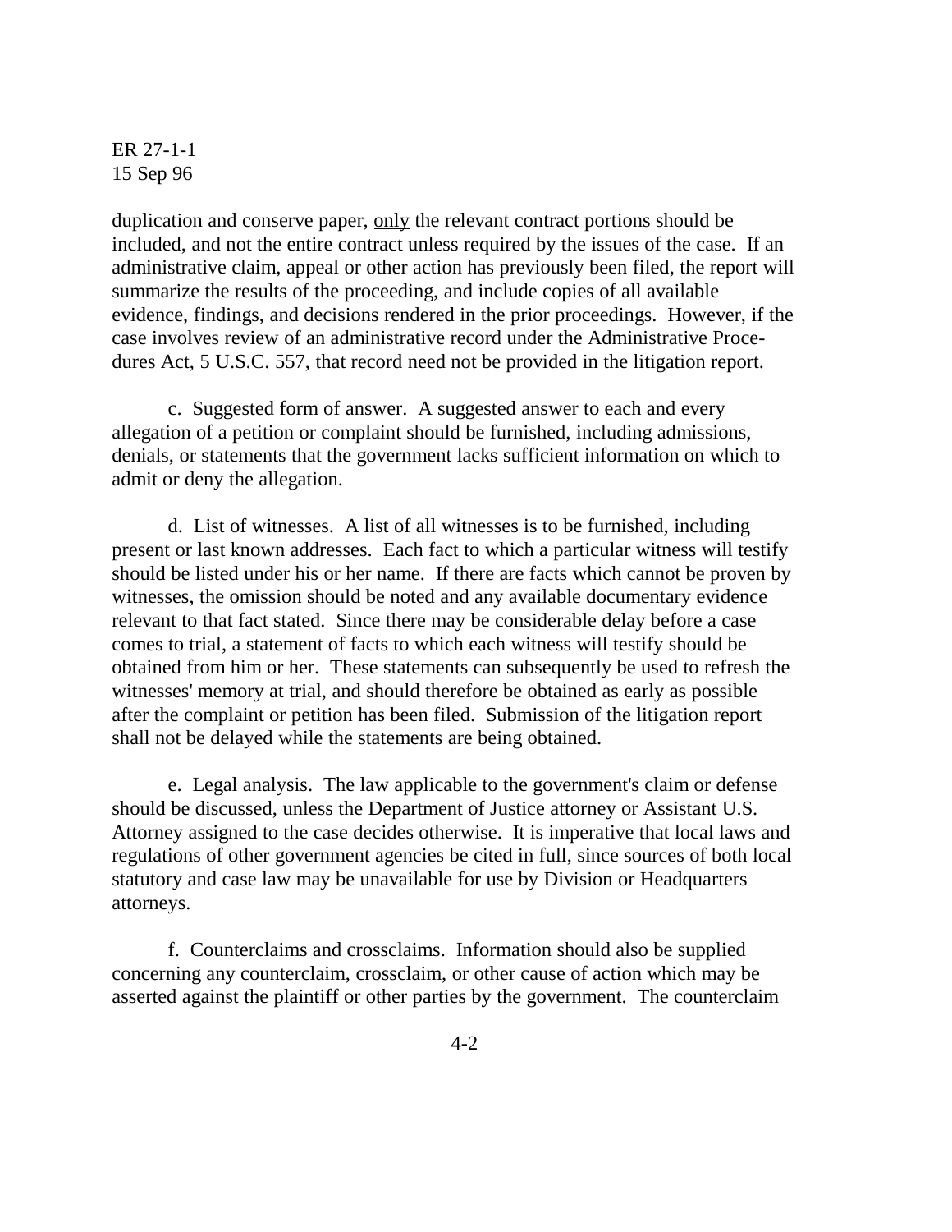duplication and conserve paper, <u>only</u> the relevant contract portions should be included, and not the entire contract unless required by the issues of the case. If an administrative claim, appeal or other action has previously been filed, the report will summarize the results of the proceeding, and include copies of all available evidence, findings, and decisions rendered in the prior proceedings. However, if the case involves review of an administrative record under the Administrative Procedures Act, 5 U.S.C. 557, that record need not be provided in the litigation report.

c. Suggested form of answer. A suggested answer to each and every allegation of a petition or complaint should be furnished, including admissions, denials, or statements that the government lacks sufficient information on which to admit or deny the allegation.

d. List of witnesses. A list of all witnesses is to be furnished, including present or last known addresses. Each fact to which a particular witness will testify should be listed under his or her name. If there are facts which cannot be proven by witnesses, the omission should be noted and any available documentary evidence relevant to that fact stated. Since there may be considerable delay before a case comes to trial, a statement of facts to which each witness will testify should be obtained from him or her. These statements can subsequently be used to refresh the witnesses' memory at trial, and should therefore be obtained as early as possible after the complaint or petition has been filed. Submission of the litigation report shall not be delayed while the statements are being obtained.

e. Legal analysis. The law applicable to the government's claim or defense should be discussed, unless the Department of Justice attorney or Assistant U.S. Attorney assigned to the case decides otherwise. It is imperative that local laws and regulations of other government agencies be cited in full, since sources of both local statutory and case law may be unavailable for use by Division or Headquarters attorneys.

f. Counterclaims and crossclaims. Information should also be supplied concerning any counterclaim, crossclaim, or other cause of action which may be asserted against the plaintiff or other parties by the government. The counterclaim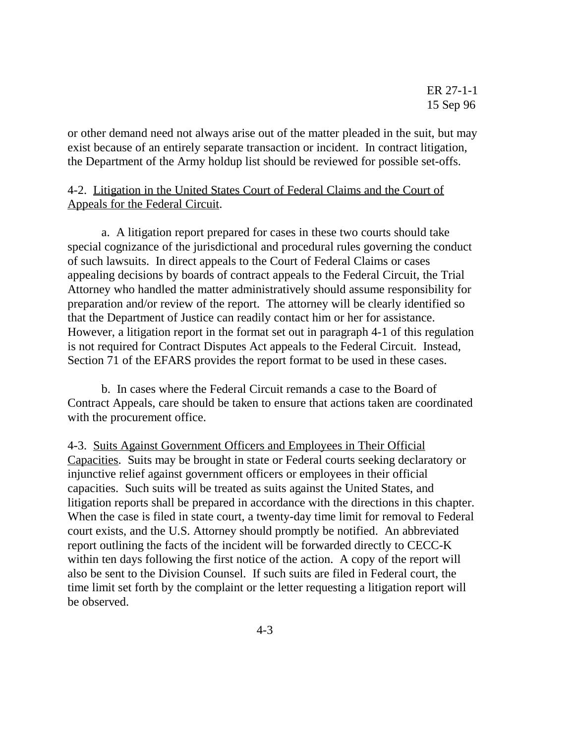or other demand need not always arise out of the matter pleaded in the suit, but may exist because of an entirely separate transaction or incident. In contract litigation, the Department of the Army holdup list should be reviewed for possible set-offs.

4-2. Litigation in the United States Court of Federal Claims and the Court of Appeals for the Federal Circuit.

a. A litigation report prepared for cases in these two courts should take special cognizance of the jurisdictional and procedural rules governing the conduct of such lawsuits. In direct appeals to the Court of Federal Claims or cases appealing decisions by boards of contract appeals to the Federal Circuit, the Trial Attorney who handled the matter administratively should assume responsibility for preparation and/or review of the report. The attorney will be clearly identified so that the Department of Justice can readily contact him or her for assistance. However, a litigation report in the format set out in paragraph 4-1 of this regulation is not required for Contract Disputes Act appeals to the Federal Circuit. Instead, Section 71 of the EFARS provides the report format to be used in these cases.

b. In cases where the Federal Circuit remands a case to the Board of Contract Appeals, care should be taken to ensure that actions taken are coordinated with the procurement office.

4-3. Suits Against Government Officers and Employees in Their Official Capacities. Suits may be brought in state or Federal courts seeking declaratory or injunctive relief against government officers or employees in their official capacities. Such suits will be treated as suits against the United States, and litigation reports shall be prepared in accordance with the directions in this chapter. When the case is filed in state court, a twenty-day time limit for removal to Federal court exists, and the U.S. Attorney should promptly be notified. An abbreviated report outlining the facts of the incident will be forwarded directly to CECC-K within ten days following the first notice of the action. A copy of the report will also be sent to the Division Counsel. If such suits are filed in Federal court, the time limit set forth by the complaint or the letter requesting a litigation report will be observed.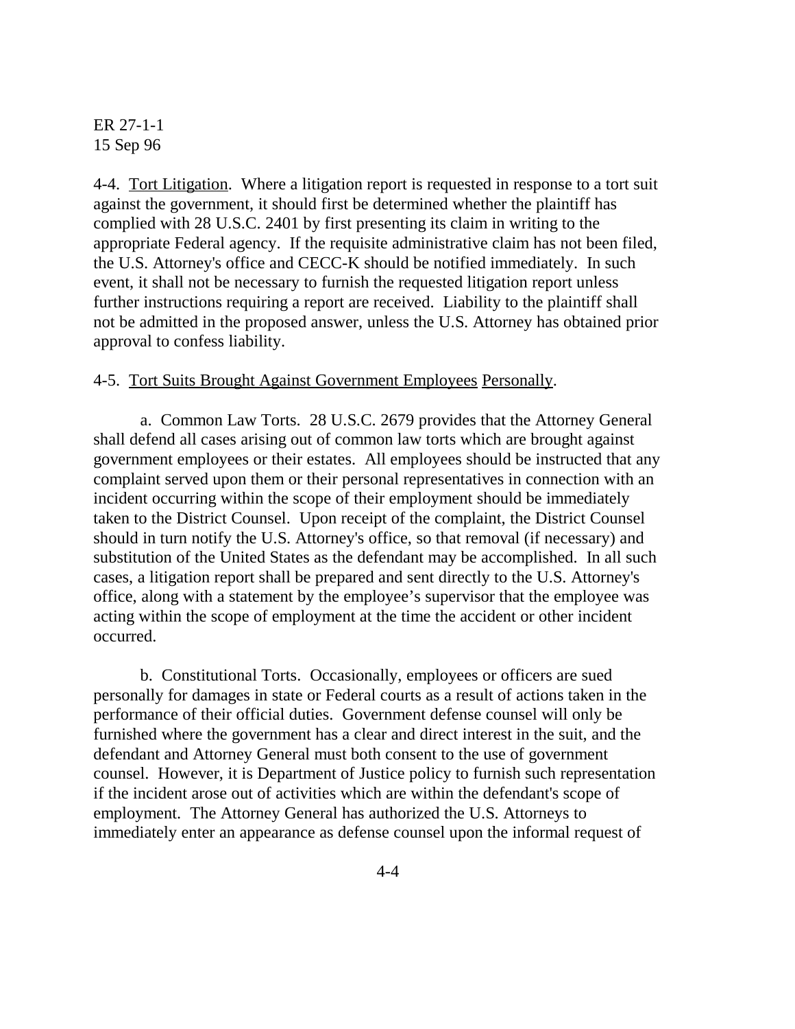4-4. Tort Litigation. Where a litigation report is requested in response to a tort suit against the government, it should first be determined whether the plaintiff has complied with 28 U.S.C. 2401 by first presenting its claim in writing to the appropriate Federal agency. If the requisite administrative claim has not been filed, the U.S. Attorney's office and CECC-K should be notified immediately. In such event, it shall not be necessary to furnish the requested litigation report unless further instructions requiring a report are received. Liability to the plaintiff shall not be admitted in the proposed answer, unless the U.S. Attorney has obtained prior approval to confess liability.

4-5. Tort Suits Brought Against Government Employees Personally.

a. Common Law Torts. 28 U.S.C. 2679 provides that the Attorney General shall defend all cases arising out of common law torts which are brought against government employees or their estates. All employees should be instructed that any complaint served upon them or their personal representatives in connection with an incident occurring within the scope of their employment should be immediately taken to the District Counsel. Upon receipt of the complaint, the District Counsel should in turn notify the U.S. Attorney's office, so that removal (if necessary) and substitution of the United States as the defendant may be accomplished. In all such cases, a litigation report shall be prepared and sent directly to the U.S. Attorney's office, along with a statement by the employee's supervisor that the employee was acting within the scope of employment at the time the accident or other incident occurred.

b. Constitutional Torts. Occasionally, employees or officers are sued personally for damages in state or Federal courts as a result of actions taken in the performance of their official duties. Government defense counsel will only be furnished where the government has a clear and direct interest in the suit, and the defendant and Attorney General must both consent to the use of government counsel. However, it is Department of Justice policy to furnish such representation if the incident arose out of activities which are within the defendant's scope of employment. The Attorney General has authorized the U.S. Attorneys to immediately enter an appearance as defense counsel upon the informal request of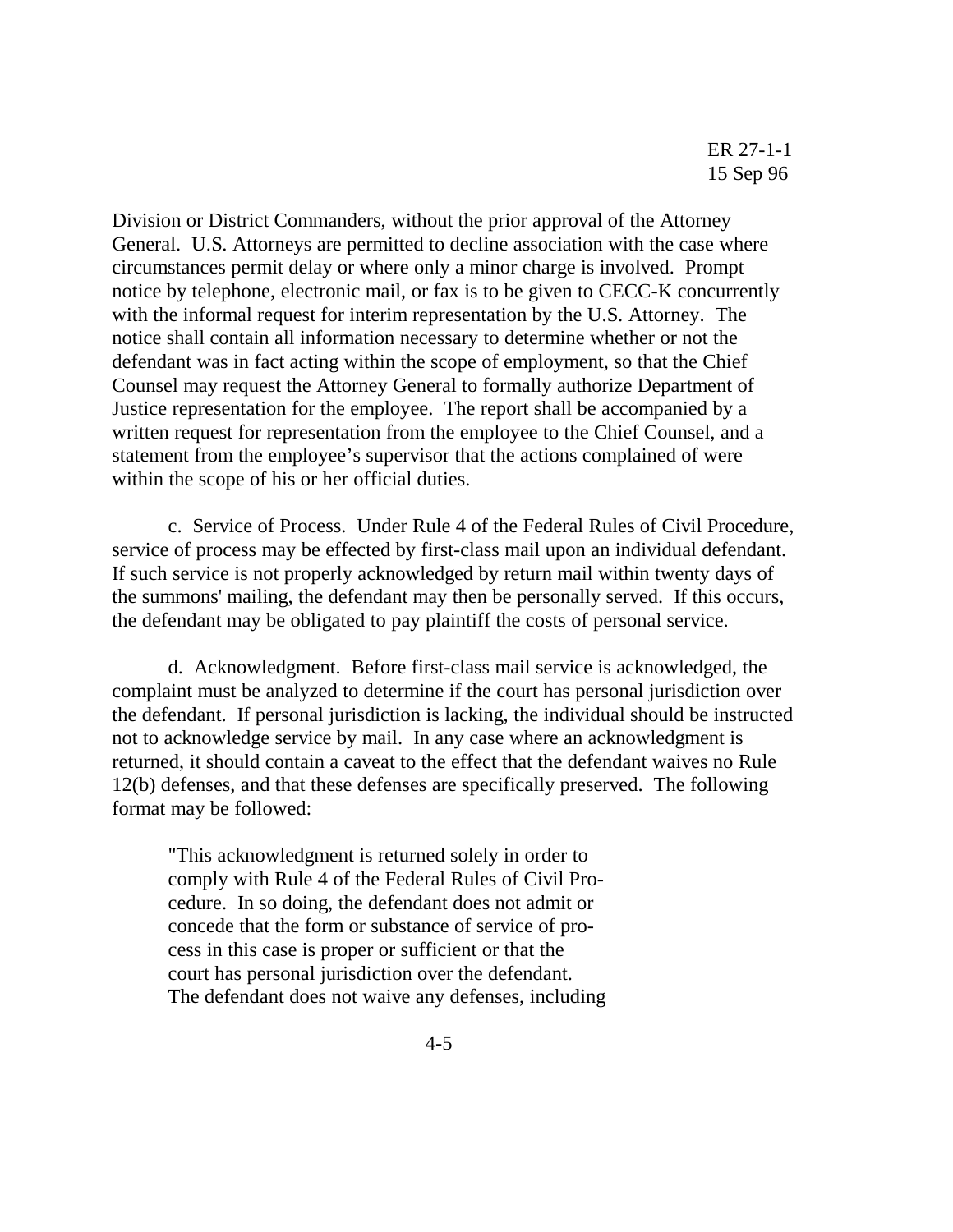Division or District Commanders, without the prior approval of the Attorney General. U.S. Attorneys are permitted to decline association with the case where circumstances permit delay or where only a minor charge is involved. Prompt notice by telephone, electronic mail, or fax is to be given to CECC-K concurrently with the informal request for interim representation by the U.S. Attorney. The notice shall contain all information necessary to determine whether or not the defendant was in fact acting within the scope of employment, so that the Chief Counsel may request the Attorney General to formally authorize Department of Justice representation for the employee. The report shall be accompanied by a written request for representation from the employee to the Chief Counsel, and a statement from the employee's supervisor that the actions complained of were within the scope of his or her official duties.

c. Service of Process. Under Rule 4 of the Federal Rules of Civil Procedure, service of process may be effected by first-class mail upon an individual defendant. If such service is not properly acknowledged by return mail within twenty days of the summons' mailing, the defendant may then be personally served. If this occurs, the defendant may be obligated to pay plaintiff the costs of personal service.

d. Acknowledgment. Before first-class mail service is acknowledged, the complaint must be analyzed to determine if the court has personal jurisdiction over the defendant. If personal jurisdiction is lacking, the individual should be instructed not to acknowledge service by mail. In any case where an acknowledgment is returned, it should contain a caveat to the effect that the defendant waives no Rule 12(b) defenses, and that these defenses are specifically preserved. The following format may be followed:

> "This acknowledgment is returned solely in order to comply with Rule 4 of the Federal Rules of Civil Procedure. In so doing, the defendant does not admit or concede that the form or substance of service of process in this case is proper or sufficient or that the court has personal jurisdiction over the defendant. The defendant does not waive any defenses, including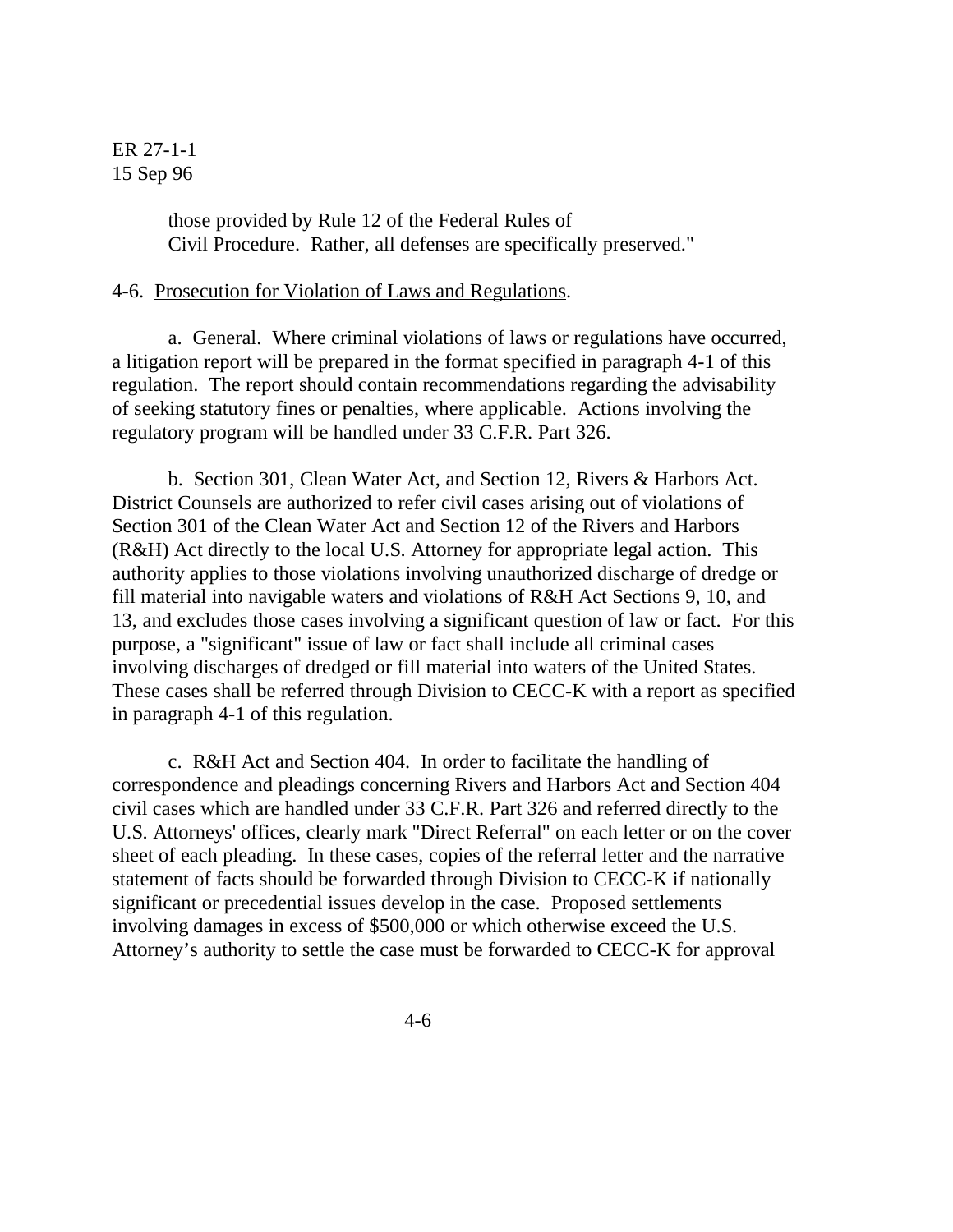those provided by Rule 12 of the Federal Rules of Civil Procedure. Rather, all defenses are specifically preserved."

4-6. Prosecution for Violation of Laws and Regulations.

a. General. Where criminal violations of laws or regulations have occurred, a litigation report will be prepared in the format specified in paragraph 4-1 of this regulation. The report should contain recommendations regarding the advisability of seeking statutory fines or penalties, where applicable. Actions involving the regulatory program will be handled under 33 C.F.R. Part 326.

b. Section 301, Clean Water Act, and Section 12, Rivers & Harbors Act. District Counsels are authorized to refer civil cases arising out of violations of Section 301 of the Clean Water Act and Section 12 of the Rivers and Harbors (R&H) Act directly to the local U.S. Attorney for appropriate legal action. This authority applies to those violations involving unauthorized discharge of dredge or fill material into navigable waters and violations of R&H Act Sections 9, 10, and 13, and excludes those cases involving a significant question of law or fact. For this purpose, a "significant" issue of law or fact shall include all criminal cases involving discharges of dredged or fill material into waters of the United States. These cases shall be referred through Division to CECC-K with a report as specified in paragraph 4-1 of this regulation.

c. R&H Act and Section 404. In order to facilitate the handling of correspondence and pleadings concerning Rivers and Harbors Act and Section 404 civil cases which are handled under 33 C.F.R. Part 326 and referred directly to the U.S. Attorneys' offices, clearly mark "Direct Referral" on each letter or on the cover sheet of each pleading. In these cases, copies of the referral letter and the narrative statement of facts should be forwarded through Division to CECC-K if nationally significant or precedential issues develop in the case. Proposed settlements involving damages in excess of $500,000 or which otherwise exceed the U.S. Attorney's authority to settle the case must be forwarded to CECC-K for approval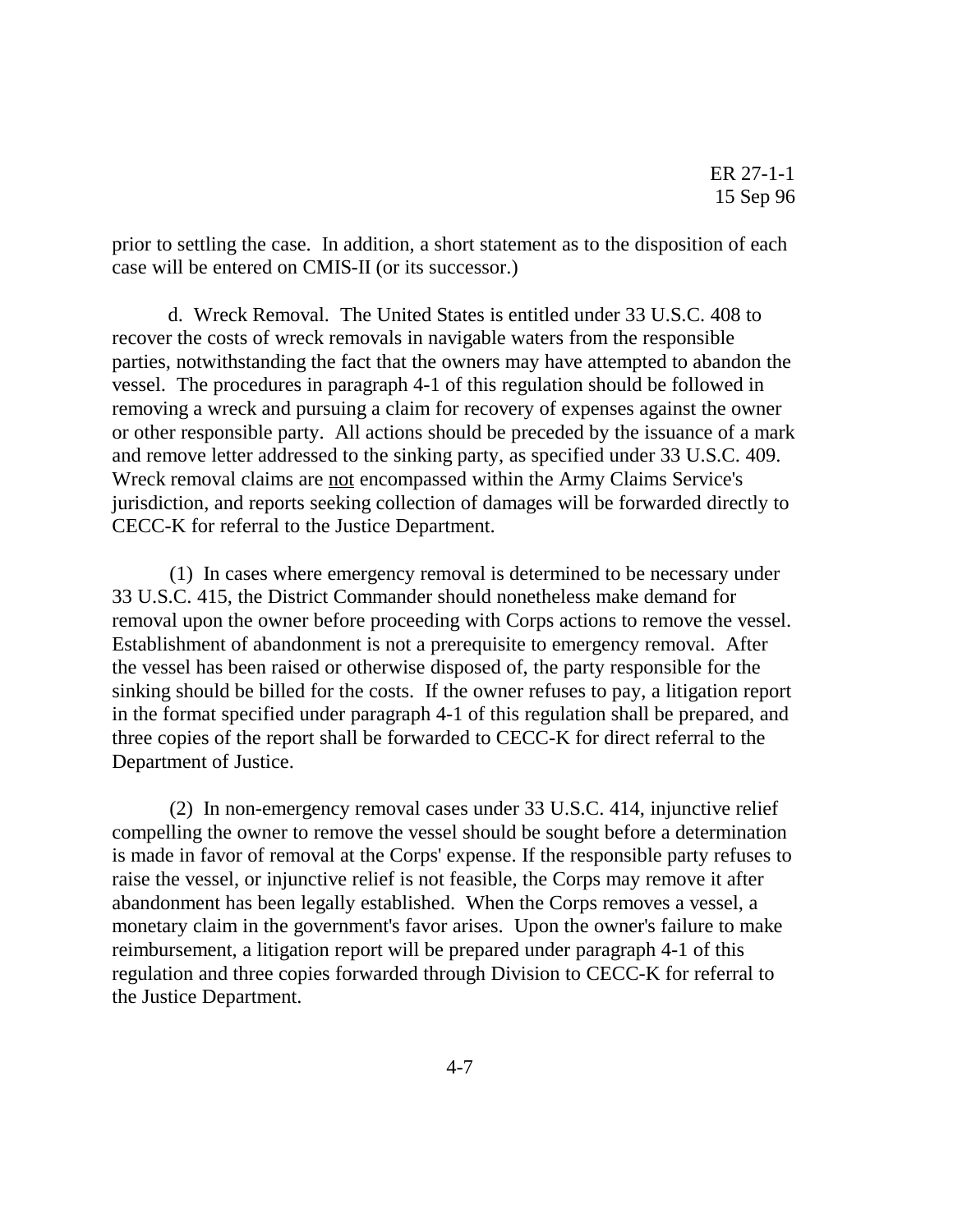prior to settling the case. In addition, a short statement as to the disposition of each case will be entered on CMIS-II (or its successor.)

d. Wreck Removal. The United States is entitled under 33 U.S.C. 408 to recover the costs of wreck removals in navigable waters from the responsible parties, notwithstanding the fact that the owners may have attempted to abandon the vessel. The procedures in paragraph 4-1 of this regulation should be followed in removing a wreck and pursuing a claim for recovery of expenses against the owner or other responsible party. All actions should be preceded by the issuance of a mark and remove letter addressed to the sinking party, as specified under 33 U.S.C. 409. Wreck removal claims are <u>not</u> encompassed within the Army Claims Service's jurisdiction, and reports seeking collection of damages will be forwarded directly to CECC-K for referral to the Justice Department.

(1) In cases where emergency removal is determined to be necessary under 33 U.S.C. 415, the District Commander should nonetheless make demand for removal upon the owner before proceeding with Corps actions to remove the vessel. Establishment of abandonment is not a prerequisite to emergency removal. After the vessel has been raised or otherwise disposed of, the party responsible for the sinking should be billed for the costs. If the owner refuses to pay, a litigation report in the format specified under paragraph 4-1 of this regulation shall be prepared, and three copies of the report shall be forwarded to CECC-K for direct referral to the Department of Justice.

(2) In non-emergency removal cases under 33 U.S.C. 414, injunctive relief compelling the owner to remove the vessel should be sought before a determination is made in favor of removal at the Corps' expense. If the responsible party refuses to raise the vessel, or injunctive relief is not feasible, the Corps may remove it after abandonment has been legally established. When the Corps removes a vessel, a monetary claim in the government's favor arises. Upon the owner's failure to make reimbursement, a litigation report will be prepared under paragraph 4-1 of this regulation and three copies forwarded through Division to CECC-K for referral to the Justice Department.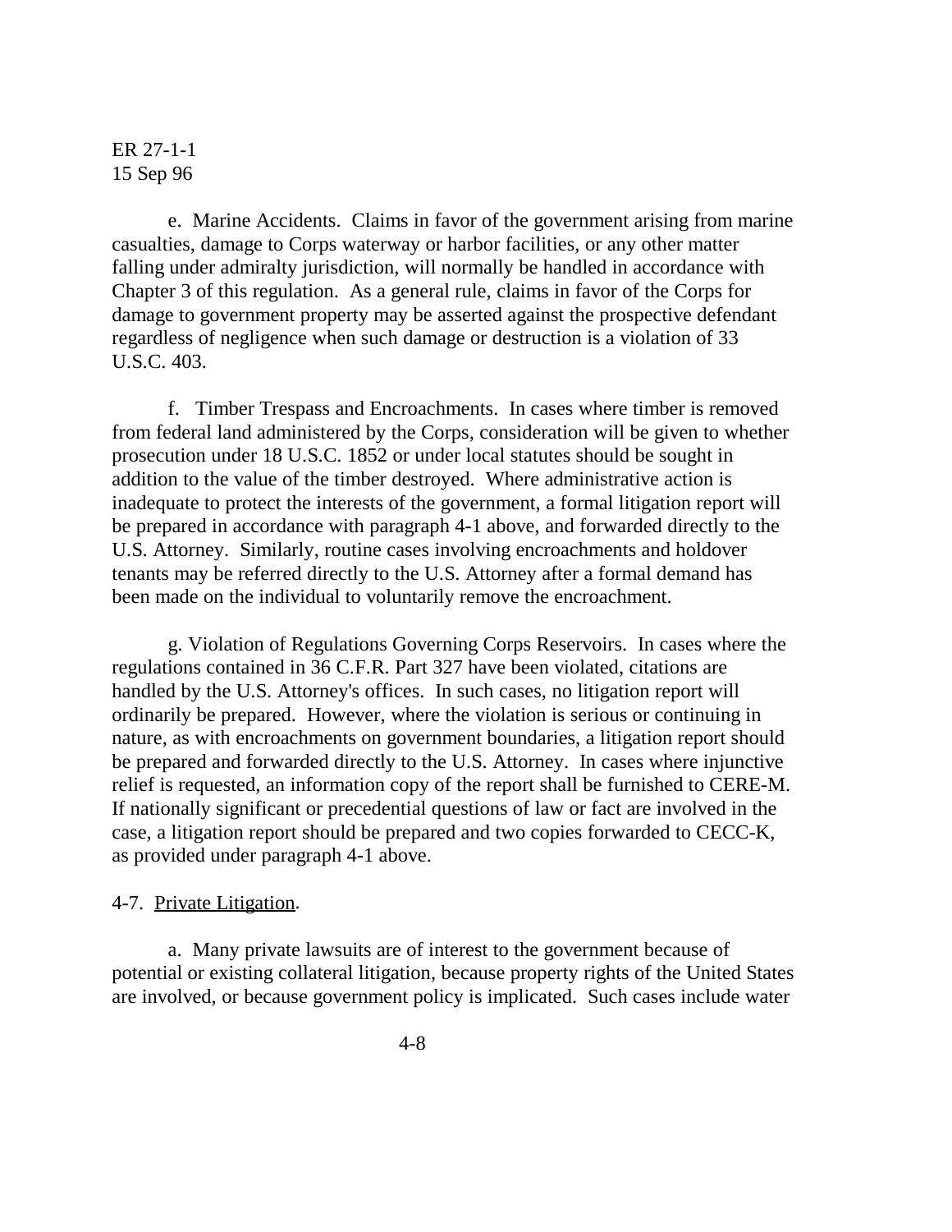e. Marine Accidents. Claims in favor of the government arising from marine casualties, damage to Corps waterway or harbor facilities, or any other matter falling under admiralty jurisdiction, will normally be handled in accordance with Chapter 3 of this regulation. As a general rule, claims in favor of the Corps for damage to government property may be asserted against the prospective defendant regardless of negligence when such damage or destruction is a violation of 33 U.S.C. 403.

f. Timber Trespass and Encroachments. In cases where timber is removed from federal land administered by the Corps, consideration will be given to whether prosecution under 18 U.S.C. 1852 or under local statutes should be sought in addition to the value of the timber destroyed. Where administrative action is inadequate to protect the interests of the government, a formal litigation report will be prepared in accordance with paragraph 4-1 above, and forwarded directly to the U.S. Attorney. Similarly, routine cases involving encroachments and holdover tenants may be referred directly to the U.S. Attorney after a formal demand has been made on the individual to voluntarily remove the encroachment.

g. Violation of Regulations Governing Corps Reservoirs. In cases where the regulations contained in 36 C.F.R. Part 327 have been violated, citations are handled by the U.S. Attorney's offices. In such cases, no litigation report will ordinarily be prepared. However, where the violation is serious or continuing in nature, as with encroachments on government boundaries, a litigation report should be prepared and forwarded directly to the U.S. Attorney. In cases where injunctive relief is requested, an information copy of the report shall be furnished to CERE-M. If nationally significant or precedential questions of law or fact are involved in the case, a litigation report should be prepared and two copies forwarded to CECC-K, as provided under paragraph 4-1 above.

4-7. Private Litigation.

a. Many private lawsuits are of interest to the government because of potential or existing collateral litigation, because property rights of the United States are involved, or because government policy is implicated. Such cases include water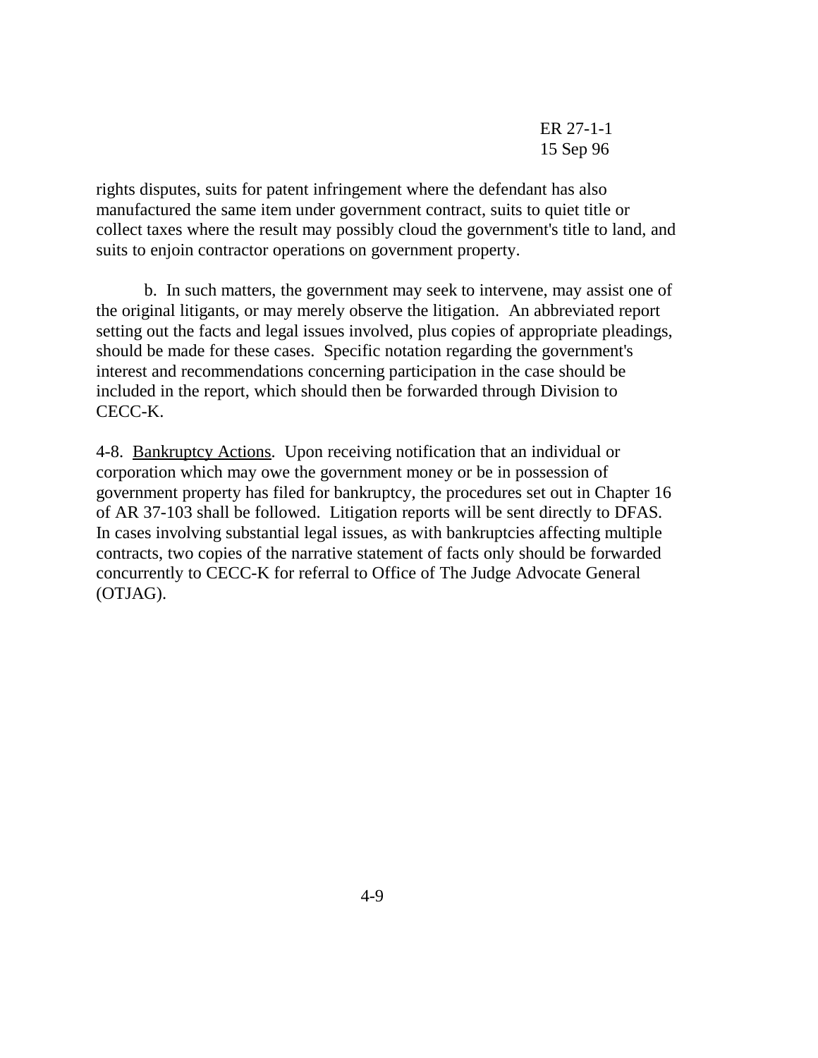rights disputes, suits for patent infringement where the defendant has also manufactured the same item under government contract, suits to quiet title or collect taxes where the result may possibly cloud the government's title to land, and suits to enjoin contractor operations on government property.

b. In such matters, the government may seek to intervene, may assist one of the original litigants, or may merely observe the litigation. An abbreviated report setting out the facts and legal issues involved, plus copies of appropriate pleadings, should be made for these cases. Specific notation regarding the government's interest and recommendations concerning participation in the case should be included in the report, which should then be forwarded through Division to CECC-K.

4-8. Bankruptcy Actions. Upon receiving notification that an individual or corporation which may owe the government money or be in possession of government property has filed for bankruptcy, the procedures set out in Chapter 16 of AR 37-103 shall be followed. Litigation reports will be sent directly to DFAS. In cases involving substantial legal issues, as with bankruptcies affecting multiple contracts, two copies of the narrative statement of facts only should be forwarded concurrently to CECC-K for referral to Office of The Judge Advocate General (OTJAG).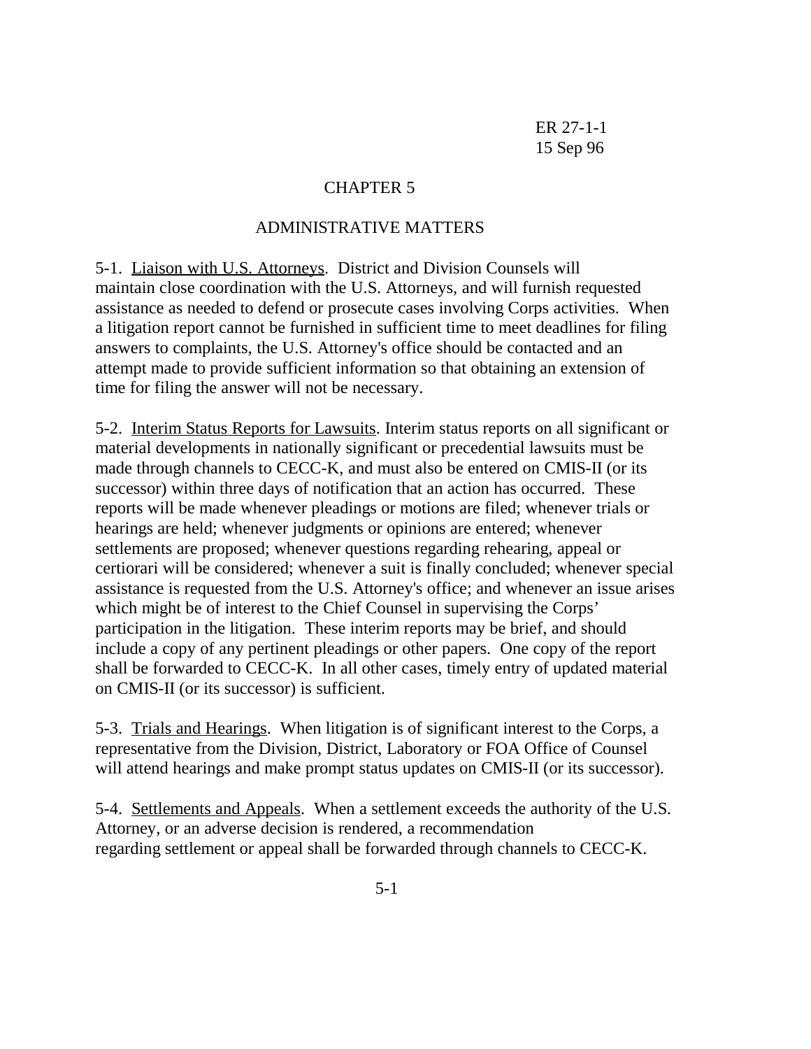# CHAPTER 5

## ADMINISTRATIVE MATTERS

5-1. Liaison with U.S. Attorneys. District and Division Counsels will maintain close coordination with the U.S. Attorneys, and will furnish requested assistance as needed to defend or prosecute cases involving Corps activities. When a litigation report cannot be furnished in sufficient time to meet deadlines for filing answers to complaints, the U.S. Attorney's office should be contacted and an attempt made to provide sufficient information so that obtaining an extension of time for filing the answer will not be necessary.

5-2. Interim Status Reports for Lawsuits. Interim status reports on all significant or material developments in nationally significant or precedential lawsuits must be made through channels to CECC-K, and must also be entered on CMIS-II (or its successor) within three days of notification that an action has occurred. These reports will be made whenever pleadings or motions are filed; whenever trials or hearings are held; whenever judgments or opinions are entered; whenever settlements are proposed; whenever questions regarding rehearing, appeal or certiorari will be considered; whenever a suit is finally concluded; whenever special assistance is requested from the U.S. Attorney's office; and whenever an issue arises which might be of interest to the Chief Counsel in supervising the Corps' participation in the litigation. These interim reports may be brief, and should include a copy of any pertinent pleadings or other papers. One copy of the report shall be forwarded to CECC-K. In all other cases, timely entry of updated material on CMIS-II (or its successor) is sufficient.

5-3. Trials and Hearings. When litigation is of significant interest to the Corps, a representative from the Division, District, Laboratory or FOA Office of Counsel will attend hearings and make prompt status updates on CMIS-II (or its successor).

5-4. Settlements and Appeals. When a settlement exceeds the authority of the U.S. Attorney, or an adverse decision is rendered, a recommendation regarding settlement or appeal shall be forwarded through channels to CECC-K.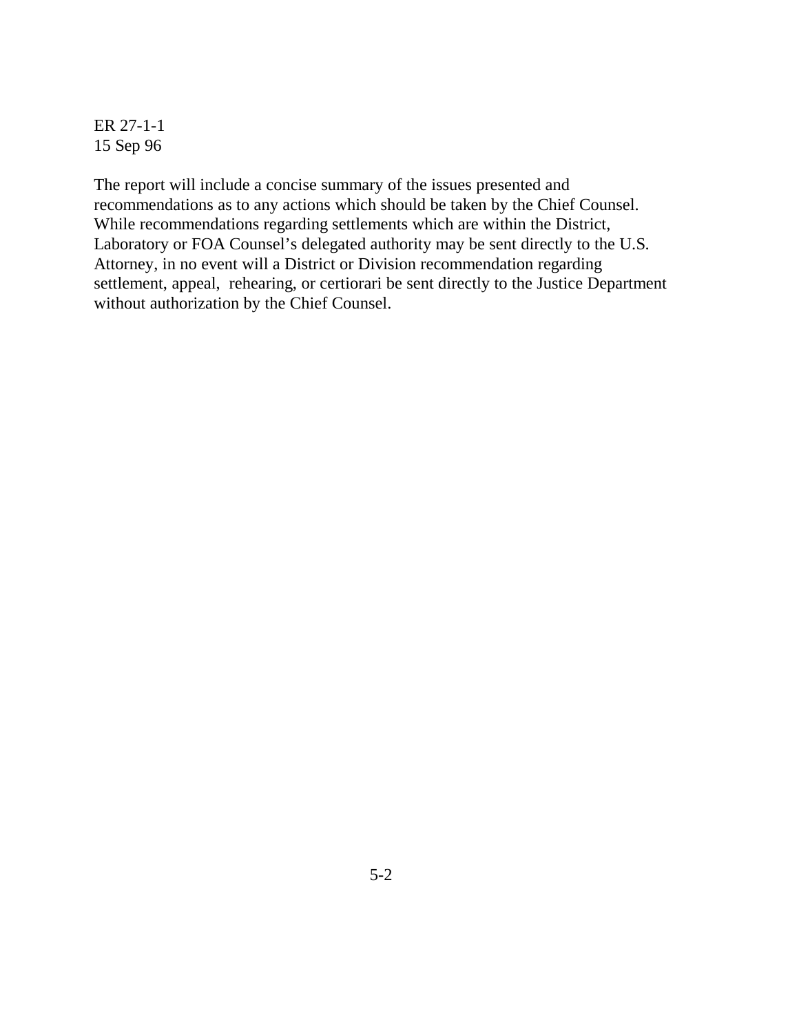The report will include a concise summary of the issues presented and recommendations as to any actions which should be taken by the Chief Counsel. While recommendations regarding settlements which are within the District, Laboratory or FOA Counsel's delegated authority may be sent directly to the U.S. Attorney, in no event will a District or Division recommendation regarding settlement, appeal, rehearing, or certiorari be sent directly to the Justice Department without authorization by the Chief Counsel.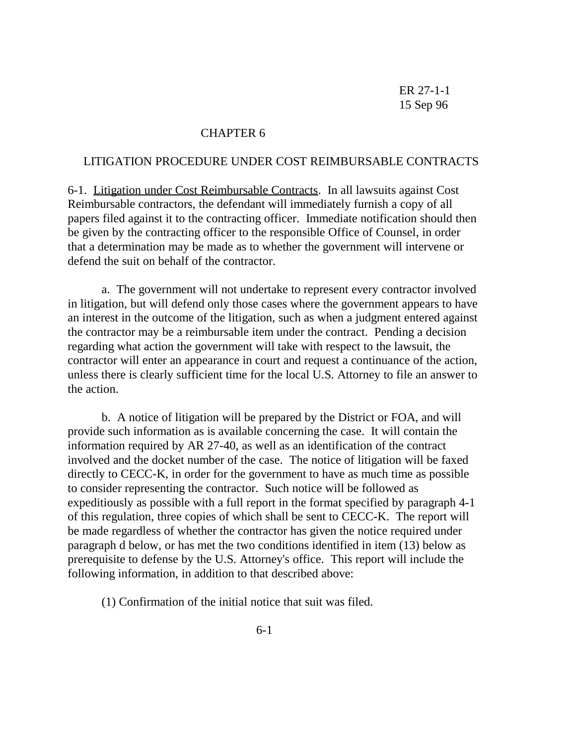# CHAPTER 6

## LITIGATION PROCEDURE UNDER COST REIMBURSABLE CONTRACTS

6-1. Litigation under Cost Reimbursable Contracts. In all lawsuits against Cost Reimbursable contractors, the defendant will immediately furnish a copy of all papers filed against it to the contracting officer. Immediate notification should then be given by the contracting officer to the responsible Office of Counsel, in order that a determination may be made as to whether the government will intervene or defend the suit on behalf of the contractor.

a. The government will not undertake to represent every contractor involved in litigation, but will defend only those cases where the government appears to have an interest in the outcome of the litigation, such as when a judgment entered against the contractor may be a reimbursable item under the contract. Pending a decision regarding what action the government will take with respect to the lawsuit, the contractor will enter an appearance in court and request a continuance of the action, unless there is clearly sufficient time for the local U.S. Attorney to file an answer to the action.

b. A notice of litigation will be prepared by the District or FOA, and will provide such information as is available concerning the case. It will contain the information required by AR 27-40, as well as an identification of the contract involved and the docket number of the case. The notice of litigation will be faxed directly to CECC-K, in order for the government to have as much time as possible to consider representing the contractor. Such notice will be followed as expeditiously as possible with a full report in the format specified by paragraph 4-1 of this regulation, three copies of which shall be sent to CECC-K. The report will be made regardless of whether the contractor has given the notice required under paragraph d below, or has met the two conditions identified in item (13) below as prerequisite to defense by the U.S. Attorney's office. This report will include the following information, in addition to that described above:

(1) Confirmation of the initial notice that suit was filed.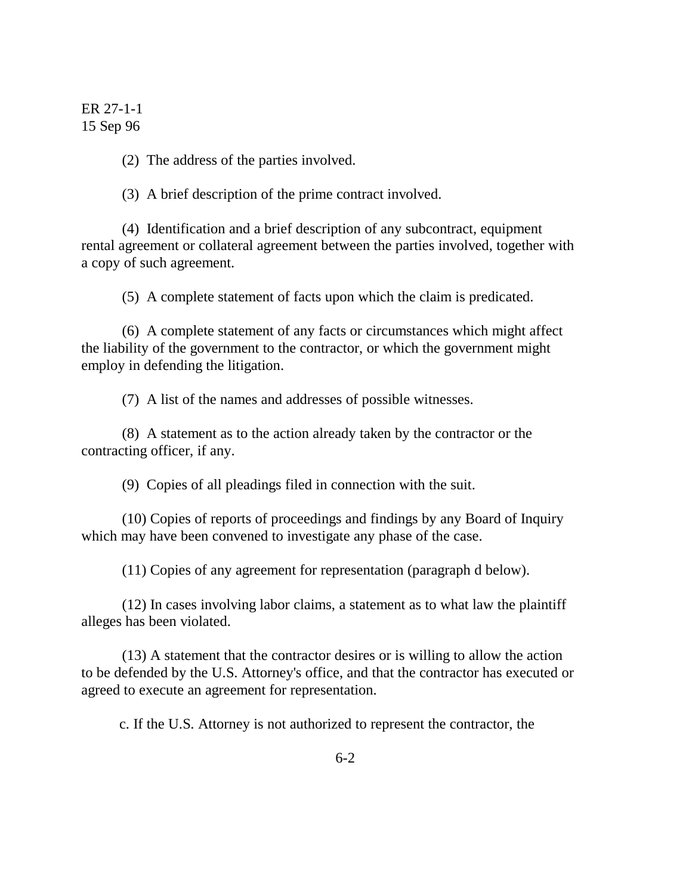(2) The address of the parties involved.

(3) A brief description of the prime contract involved.

(4) Identification and a brief description of any subcontract, equipment rental agreement or collateral agreement between the parties involved, together with a copy of such agreement.

(5) A complete statement of facts upon which the claim is predicated.

(6) A complete statement of any facts or circumstances which might affect the liability of the government to the contractor, or which the government might employ in defending the litigation.

(7) A list of the names and addresses of possible witnesses.

(8) A statement as to the action already taken by the contractor or the contracting officer, if any.

(9) Copies of all pleadings filed in connection with the suit.

(10) Copies of reports of proceedings and findings by any Board of Inquiry which may have been convened to investigate any phase of the case.

(11) Copies of any agreement for representation (paragraph d below).

(12) In cases involving labor claims, a statement as to what law the plaintiff alleges has been violated.

(13) A statement that the contractor desires or is willing to allow the action to be defended by the U.S. Attorney's office, and that the contractor has executed or agreed to execute an agreement for representation.

c. If the U.S. Attorney is not authorized to represent the contractor, the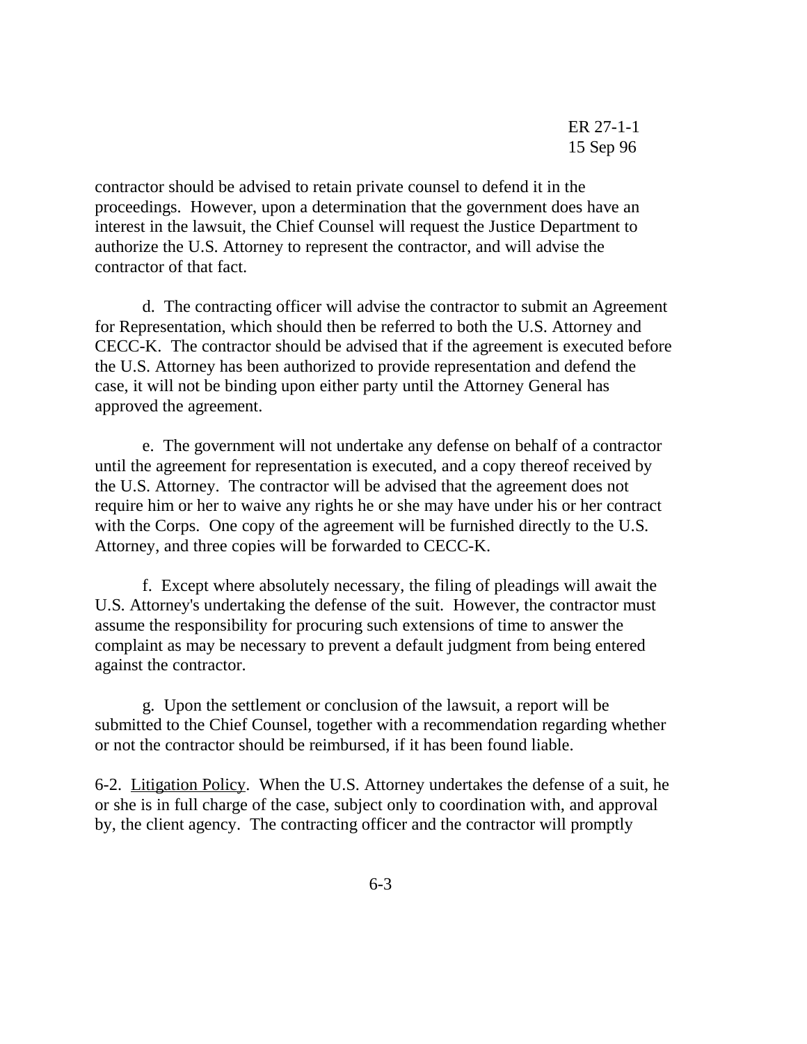contractor should be advised to retain private counsel to defend it in the proceedings. However, upon a determination that the government does have an interest in the lawsuit, the Chief Counsel will request the Justice Department to authorize the U.S. Attorney to represent the contractor, and will advise the contractor of that fact.

d. The contracting officer will advise the contractor to submit an Agreement for Representation, which should then be referred to both the U.S. Attorney and CECC-K. The contractor should be advised that if the agreement is executed before the U.S. Attorney has been authorized to provide representation and defend the case, it will not be binding upon either party until the Attorney General has approved the agreement.

e. The government will not undertake any defense on behalf of a contractor until the agreement for representation is executed, and a copy thereof received by the U.S. Attorney. The contractor will be advised that the agreement does not require him or her to waive any rights he or she may have under his or her contract with the Corps. One copy of the agreement will be furnished directly to the U.S. Attorney, and three copies will be forwarded to CECC-K.

f. Except where absolutely necessary, the filing of pleadings will await the U.S. Attorney's undertaking the defense of the suit. However, the contractor must assume the responsibility for procuring such extensions of time to answer the complaint as may be necessary to prevent a default judgment from being entered against the contractor.

g. Upon the settlement or conclusion of the lawsuit, a report will be submitted to the Chief Counsel, together with a recommendation regarding whether or not the contractor should be reimbursed, if it has been found liable.

6-2. Litigation Policy. When the U.S. Attorney undertakes the defense of a suit, he or she is in full charge of the case, subject only to coordination with, and approval by, the client agency. The contracting officer and the contractor will promptly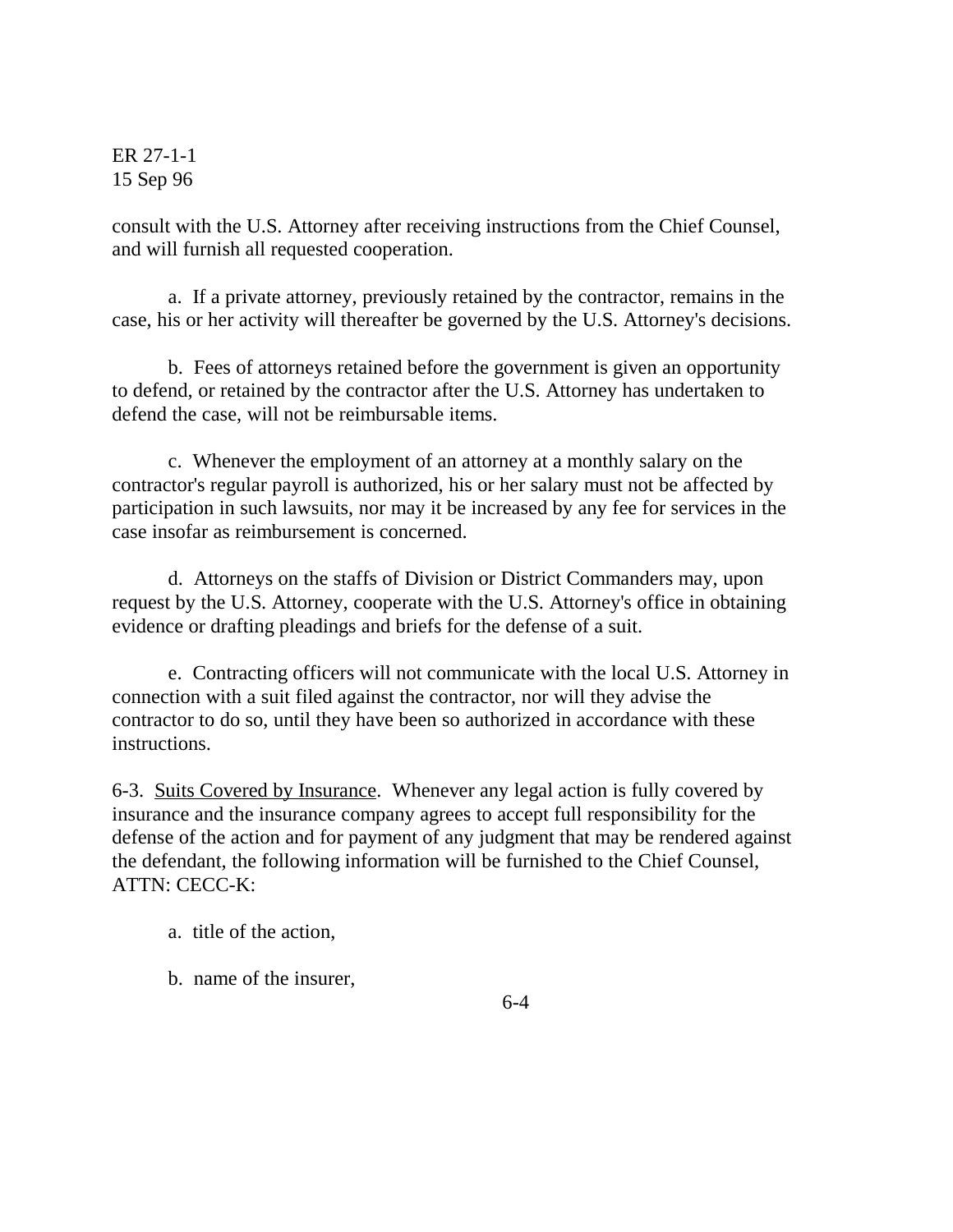consult with the U.S. Attorney after receiving instructions from the Chief Counsel, and will furnish all requested cooperation.

a. If a private attorney, previously retained by the contractor, remains in the case, his or her activity will thereafter be governed by the U.S. Attorney's decisions.

b. Fees of attorneys retained before the government is given an opportunity to defend, or retained by the contractor after the U.S. Attorney has undertaken to defend the case, will not be reimbursable items.

c. Whenever the employment of an attorney at a monthly salary on the contractor's regular payroll is authorized, his or her salary must not be affected by participation in such lawsuits, nor may it be increased by any fee for services in the case insofar as reimbursement is concerned.

d. Attorneys on the staffs of Division or District Commanders may, upon request by the U.S. Attorney, cooperate with the U.S. Attorney's office in obtaining evidence or drafting pleadings and briefs for the defense of a suit.

e. Contracting officers will not communicate with the local U.S. Attorney in connection with a suit filed against the contractor, nor will they advise the contractor to do so, until they have been so authorized in accordance with these instructions.

6-3. <u>Suits Covered by Insurance</u>. Whenever any legal action is fully covered by insurance and the insurance company agrees to accept full responsibility for the defense of the action and for payment of any judgment that may be rendered against the defendant, the following information will be furnished to the Chief Counsel, ATTN: CECC-K:

a. title of the action,

b. name of the insurer,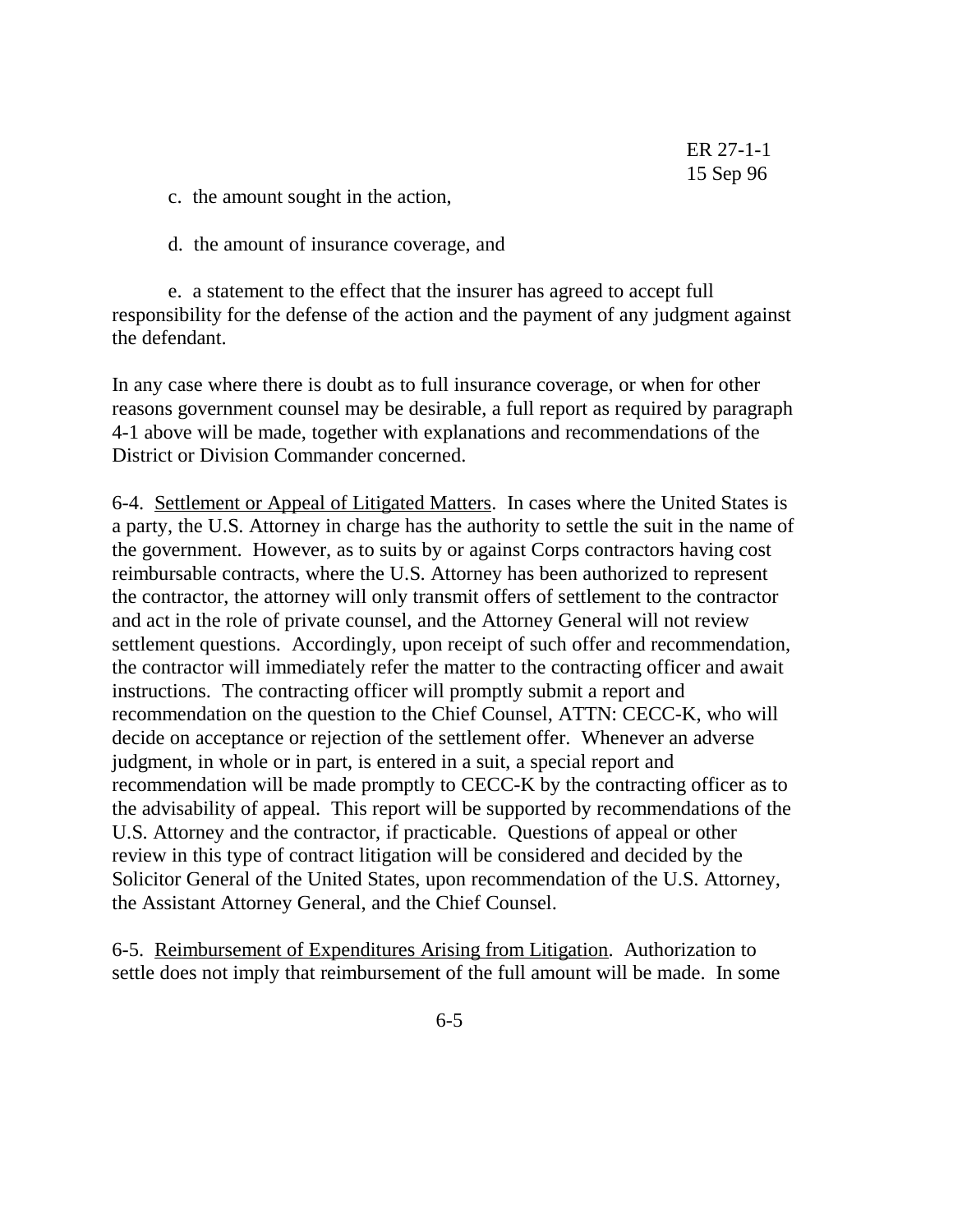c. the amount sought in the action,

d. the amount of insurance coverage, and

e. a statement to the effect that the insurer has agreed to accept full responsibility for the defense of the action and the payment of any judgment against the defendant.

In any case where there is doubt as to full insurance coverage, or when for other reasons government counsel may be desirable, a full report as required by paragraph 4-1 above will be made, together with explanations and recommendations of the District or Division Commander concerned.

6-4. Settlement or Appeal of Litigated Matters. In cases where the United States is a party, the U.S. Attorney in charge has the authority to settle the suit in the name of the government. However, as to suits by or against Corps contractors having cost reimbursable contracts, where the U.S. Attorney has been authorized to represent the contractor, the attorney will only transmit offers of settlement to the contractor and act in the role of private counsel, and the Attorney General will not review settlement questions. Accordingly, upon receipt of such offer and recommendation, the contractor will immediately refer the matter to the contracting officer and await instructions. The contracting officer will promptly submit a report and recommendation on the question to the Chief Counsel, ATTN: CECC-K, who will decide on acceptance or rejection of the settlement offer. Whenever an adverse judgment, in whole or in part, is entered in a suit, a special report and recommendation will be made promptly to CECC-K by the contracting officer as to the advisability of appeal. This report will be supported by recommendations of the U.S. Attorney and the contractor, if practicable. Questions of appeal or other review in this type of contract litigation will be considered and decided by the Solicitor General of the United States, upon recommendation of the U.S. Attorney, the Assistant Attorney General, and the Chief Counsel.

6-5. Reimbursement of Expenditures Arising from Litigation. Authorization to settle does not imply that reimbursement of the full amount will be made. In some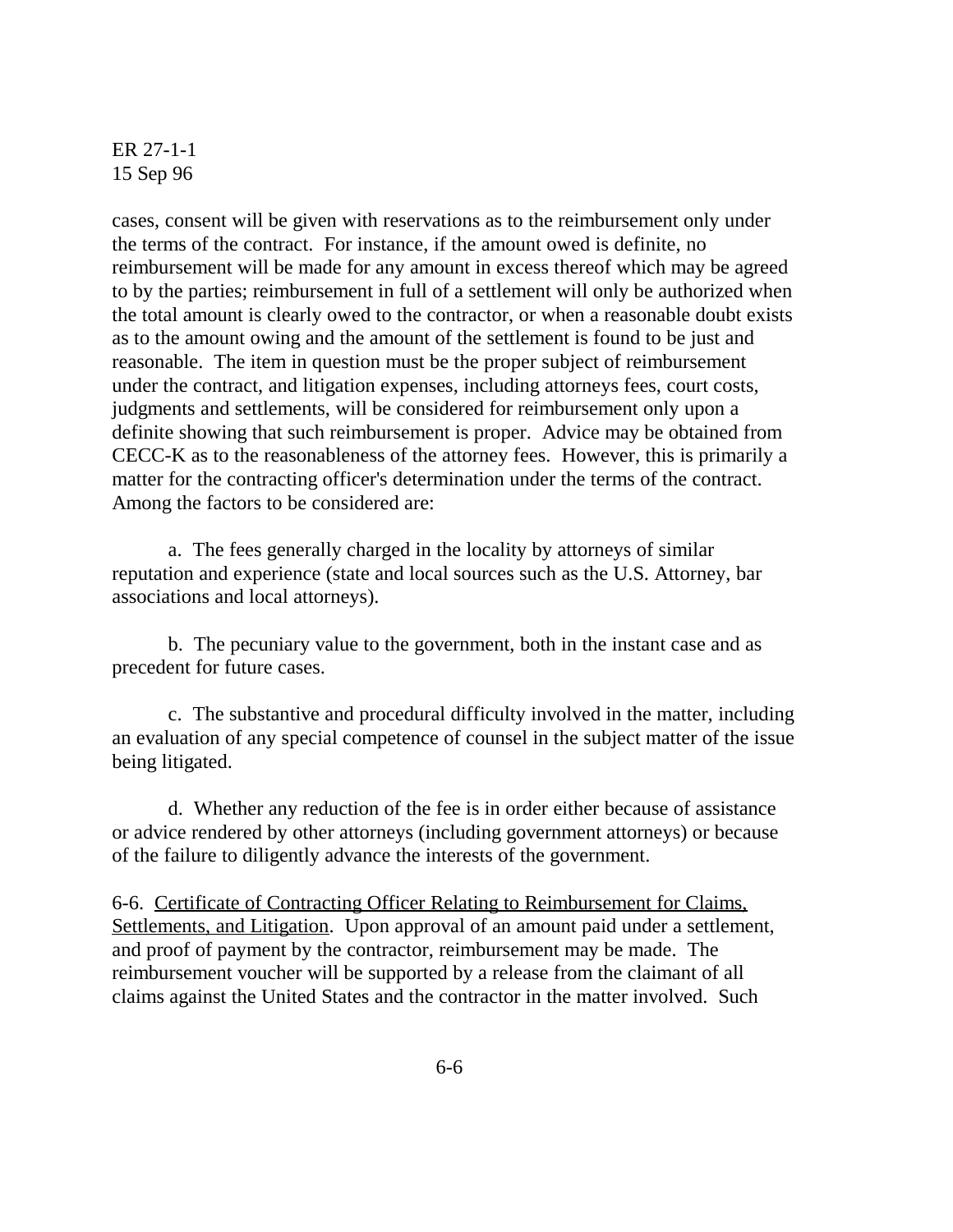cases, consent will be given with reservations as to the reimbursement only under the terms of the contract. For instance, if the amount owed is definite, no reimbursement will be made for any amount in excess thereof which may be agreed to by the parties; reimbursement in full of a settlement will only be authorized when the total amount is clearly owed to the contractor, or when a reasonable doubt exists as to the amount owing and the amount of the settlement is found to be just and reasonable. The item in question must be the proper subject of reimbursement under the contract, and litigation expenses, including attorneys fees, court costs, judgments and settlements, will be considered for reimbursement only upon a definite showing that such reimbursement is proper. Advice may be obtained from CECC-K as to the reasonableness of the attorney fees. However, this is primarily a matter for the contracting officer's determination under the terms of the contract. Among the factors to be considered are:

a. The fees generally charged in the locality by attorneys of similar reputation and experience (state and local sources such as the U.S. Attorney, bar associations and local attorneys).

b. The pecuniary value to the government, both in the instant case and as precedent for future cases.

c. The substantive and procedural difficulty involved in the matter, including an evaluation of any special competence of counsel in the subject matter of the issue being litigated.

d. Whether any reduction of the fee is in order either because of assistance or advice rendered by other attorneys (including government attorneys) or because of the failure to diligently advance the interests of the government.

6-6. Certificate of Contracting Officer Relating to Reimbursement for Claims, Settlements, and Litigation. Upon approval of an amount paid under a settlement, and proof of payment by the contractor, reimbursement may be made. The reimbursement voucher will be supported by a release from the claimant of all claims against the United States and the contractor in the matter involved. Such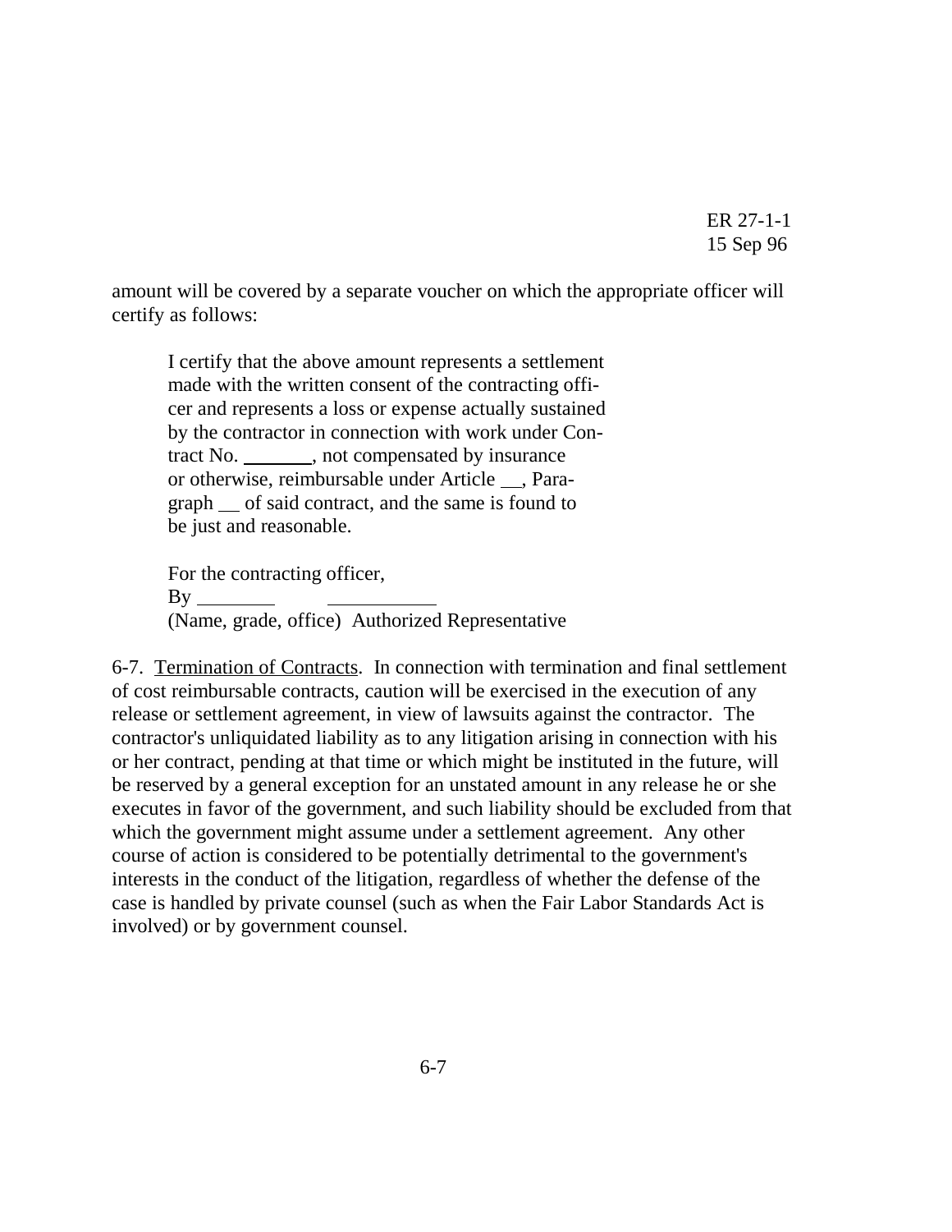amount will be covered by a separate voucher on which the appropriate officer will certify as follows:

> I certify that the above amount represents a settlement made with the written consent of the contracting officer and represents a loss or expense actually sustained by the contractor in connection with work under Contract No. _______, not compensated by insurance or otherwise, reimbursable under Article __, Paragraph __ of said contract, and the same is found to be just and reasonable.
>
> For the contracting officer,
> By ________ ___________
> (Name, grade, office) Authorized Representative

6-7. Termination of Contracts. In connection with termination and final settlement of cost reimbursable contracts, caution will be exercised in the execution of any release or settlement agreement, in view of lawsuits against the contractor. The contractor's unliquidated liability as to any litigation arising in connection with his or her contract, pending at that time or which might be instituted in the future, will be reserved by a general exception for an unstated amount in any release he or she executes in favor of the government, and such liability should be excluded from that which the government might assume under a settlement agreement. Any other course of action is considered to be potentially detrimental to the government's interests in the conduct of the litigation, regardless of whether the defense of the case is handled by private counsel (such as when the Fair Labor Standards Act is involved) or by government counsel.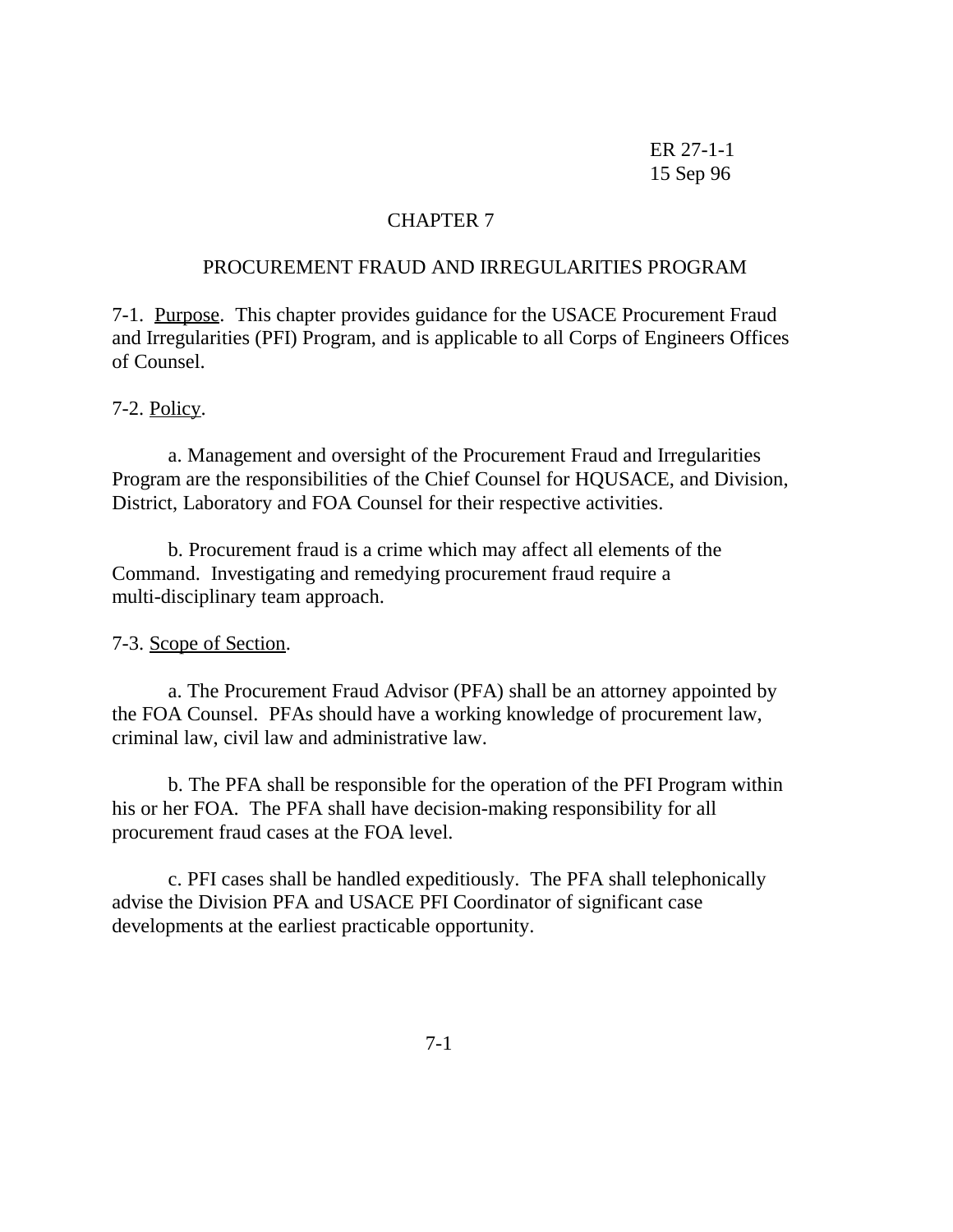# CHAPTER 7

## PROCUREMENT FRAUD AND IRREGULARITIES PROGRAM

7-1. Purpose. This chapter provides guidance for the USACE Procurement Fraud and Irregularities (PFI) Program, and is applicable to all Corps of Engineers Offices of Counsel.

7-2. Policy.

a. Management and oversight of the Procurement Fraud and Irregularities Program are the responsibilities of the Chief Counsel for HQUSACE, and Division, District, Laboratory and FOA Counsel for their respective activities.

b. Procurement fraud is a crime which may affect all elements of the Command. Investigating and remedying procurement fraud require a multi-disciplinary team approach.

7-3. Scope of Section.

a. The Procurement Fraud Advisor (PFA) shall be an attorney appointed by the FOA Counsel. PFAs should have a working knowledge of procurement law, criminal law, civil law and administrative law.

b. The PFA shall be responsible for the operation of the PFI Program within his or her FOA. The PFA shall have decision-making responsibility for all procurement fraud cases at the FOA level.

c. PFI cases shall be handled expeditiously. The PFA shall telephonically advise the Division PFA and USACE PFI Coordinator of significant case developments at the earliest practicable opportunity.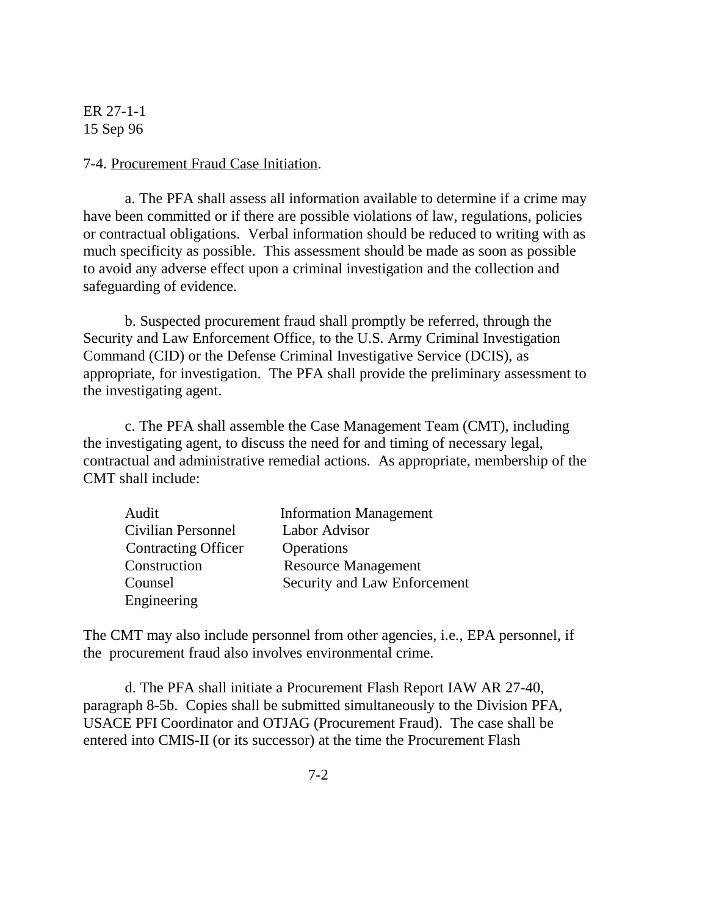7-4. Procurement Fraud Case Initiation.

a. The PFA shall assess all information available to determine if a crime may have been committed or if there are possible violations of law, regulations, policies or contractual obligations. Verbal information should be reduced to writing with as much specificity as possible. This assessment should be made as soon as possible to avoid any adverse effect upon a criminal investigation and the collection and safeguarding of evidence.

b. Suspected procurement fraud shall promptly be referred, through the Security and Law Enforcement Office, to the U.S. Army Criminal Investigation Command (CID) or the Defense Criminal Investigative Service (DCIS), as appropriate, for investigation. The PFA shall provide the preliminary assessment to the investigating agent.

c. The PFA shall assemble the Case Management Team (CMT), including the investigating agent, to discuss the need for and timing of necessary legal, contractual and administrative remedial actions. As appropriate, membership of the CMT shall include:

- Audit
- Civilian Personnel
- Contracting Officer
- Construction
- Counsel
- Engineering
- Information Management
- Labor Advisor
- Operations
- Resource Management
- Security and Law Enforcement

The CMT may also include personnel from other agencies, i.e., EPA personnel, if the procurement fraud also involves environmental crime.

d. The PFA shall initiate a Procurement Flash Report IAW AR 27-40, paragraph 8-5b. Copies shall be submitted simultaneously to the Division PFA, USACE PFI Coordinator and OTJAG (Procurement Fraud). The case shall be entered into CMIS-II (or its successor) at the time the Procurement Flash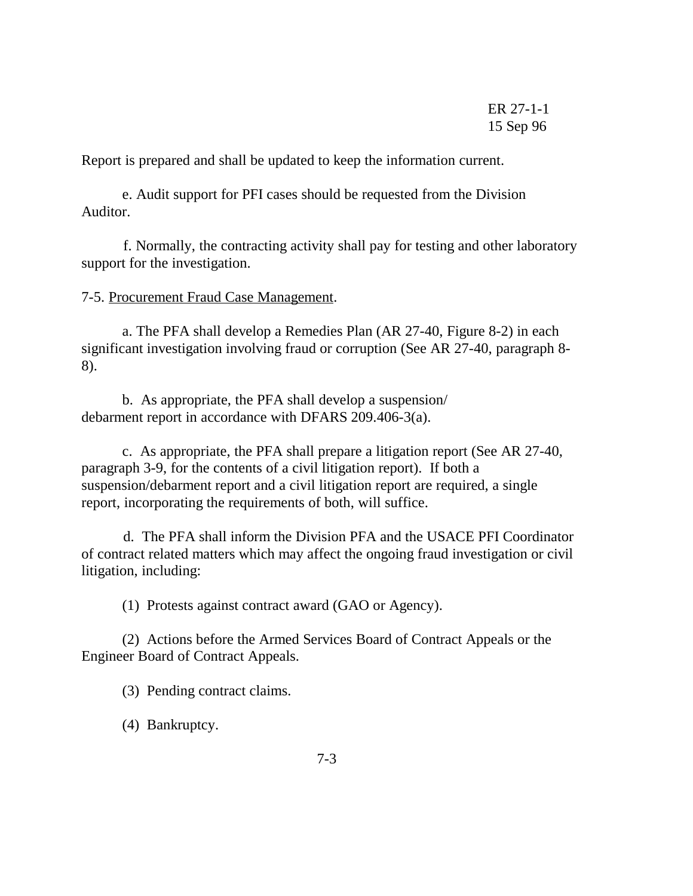Report is prepared and shall be updated to keep the information current.

e. Audit support for PFI cases should be requested from the Division Auditor.

f. Normally, the contracting activity shall pay for testing and other laboratory support for the investigation.

7-5. Procurement Fraud Case Management.

a. The PFA shall develop a Remedies Plan (AR 27-40, Figure 8-2) in each significant investigation involving fraud or corruption (See AR 27-40, paragraph 8-8).

b. As appropriate, the PFA shall develop a suspension/ debarment report in accordance with DFARS 209.406-3(a).

c. As appropriate, the PFA shall prepare a litigation report (See AR 27-40, paragraph 3-9, for the contents of a civil litigation report). If both a suspension/debarment report and a civil litigation report are required, a single report, incorporating the requirements of both, will suffice.

d. The PFA shall inform the Division PFA and the USACE PFI Coordinator of contract related matters which may affect the ongoing fraud investigation or civil litigation, including:

(1) Protests against contract award (GAO or Agency).

(2) Actions before the Armed Services Board of Contract Appeals or the Engineer Board of Contract Appeals.

(3) Pending contract claims.

(4) Bankruptcy.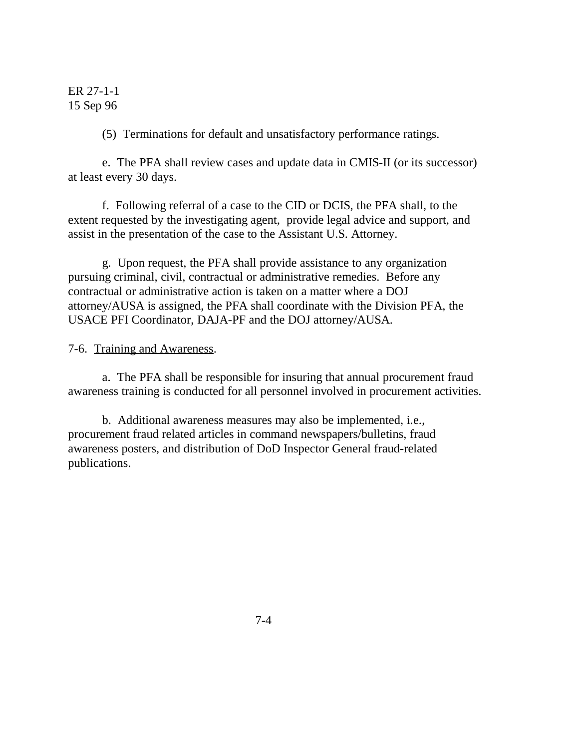(5) Terminations for default and unsatisfactory performance ratings.

e. The PFA shall review cases and update data in CMIS-II (or its successor) at least every 30 days.

f. Following referral of a case to the CID or DCIS, the PFA shall, to the extent requested by the investigating agent, provide legal advice and support, and assist in the presentation of the case to the Assistant U.S. Attorney.

g. Upon request, the PFA shall provide assistance to any organization pursuing criminal, civil, contractual or administrative remedies. Before any contractual or administrative action is taken on a matter where a DOJ attorney/AUSA is assigned, the PFA shall coordinate with the Division PFA, the USACE PFI Coordinator, DAJA-PF and the DOJ attorney/AUSA.

7-6. Training and Awareness.

a. The PFA shall be responsible for insuring that annual procurement fraud awareness training is conducted for all personnel involved in procurement activities.

b. Additional awareness measures may also be implemented, i.e., procurement fraud related articles in command newspapers/bulletins, fraud awareness posters, and distribution of DoD Inspector General fraud-related publications.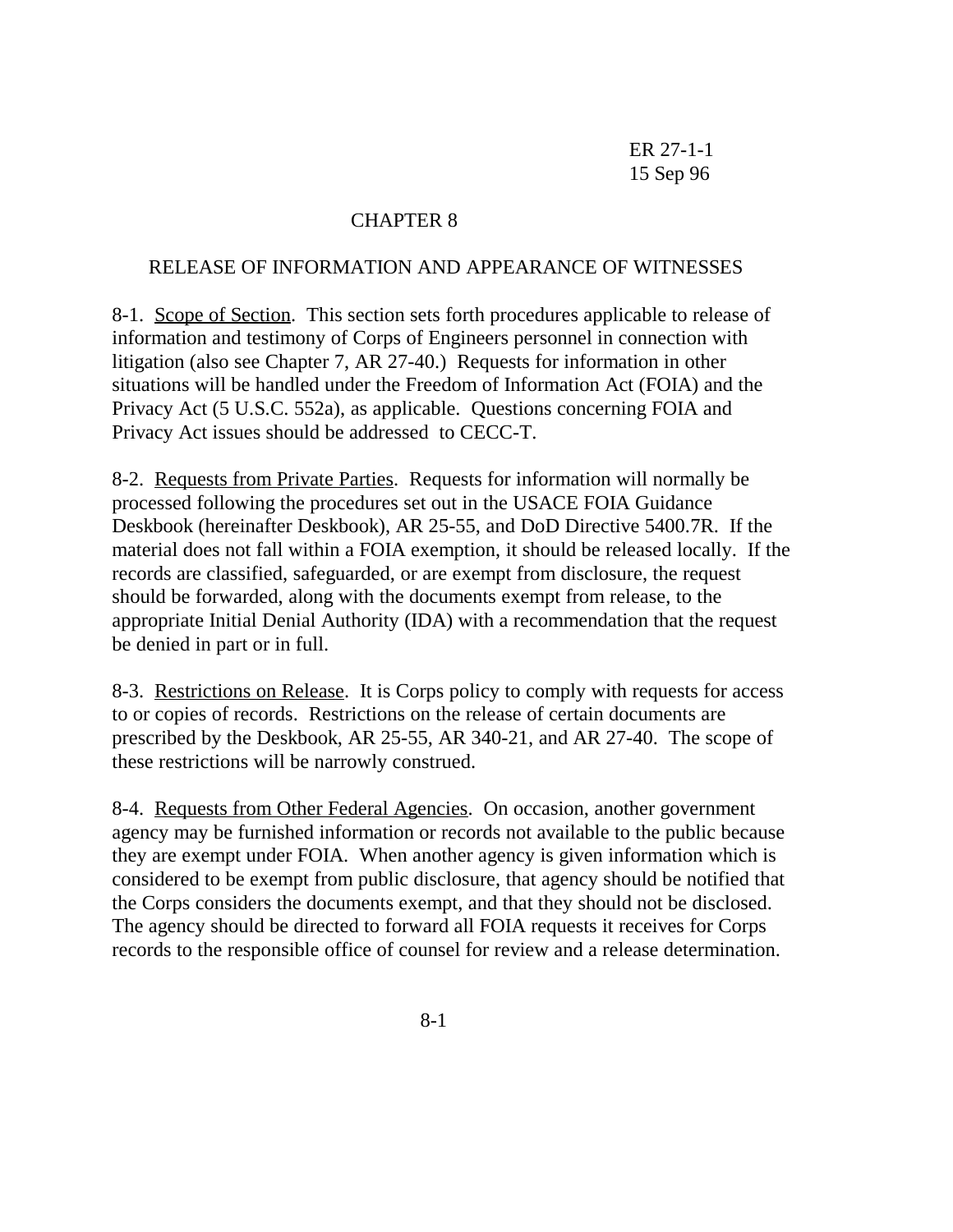## CHAPTER 8

## RELEASE OF INFORMATION AND APPEARANCE OF WITNESSES

8-1. Scope of Section. This section sets forth procedures applicable to release of information and testimony of Corps of Engineers personnel in connection with litigation (also see Chapter 7, AR 27-40.) Requests for information in other situations will be handled under the Freedom of Information Act (FOIA) and the Privacy Act (5 U.S.C. 552a), as applicable. Questions concerning FOIA and Privacy Act issues should be addressed to CECC-T.

8-2. Requests from Private Parties. Requests for information will normally be processed following the procedures set out in the USACE FOIA Guidance Deskbook (hereinafter Deskbook), AR 25-55, and DoD Directive 5400.7R. If the material does not fall within a FOIA exemption, it should be released locally. If the records are classified, safeguarded, or are exempt from disclosure, the request should be forwarded, along with the documents exempt from release, to the appropriate Initial Denial Authority (IDA) with a recommendation that the request be denied in part or in full.

8-3. Restrictions on Release. It is Corps policy to comply with requests for access to or copies of records. Restrictions on the release of certain documents are prescribed by the Deskbook, AR 25-55, AR 340-21, and AR 27-40. The scope of these restrictions will be narrowly construed.

8-4. Requests from Other Federal Agencies. On occasion, another government agency may be furnished information or records not available to the public because they are exempt under FOIA. When another agency is given information which is considered to be exempt from public disclosure, that agency should be notified that the Corps considers the documents exempt, and that they should not be disclosed. The agency should be directed to forward all FOIA requests it receives for Corps records to the responsible office of counsel for review and a release determination.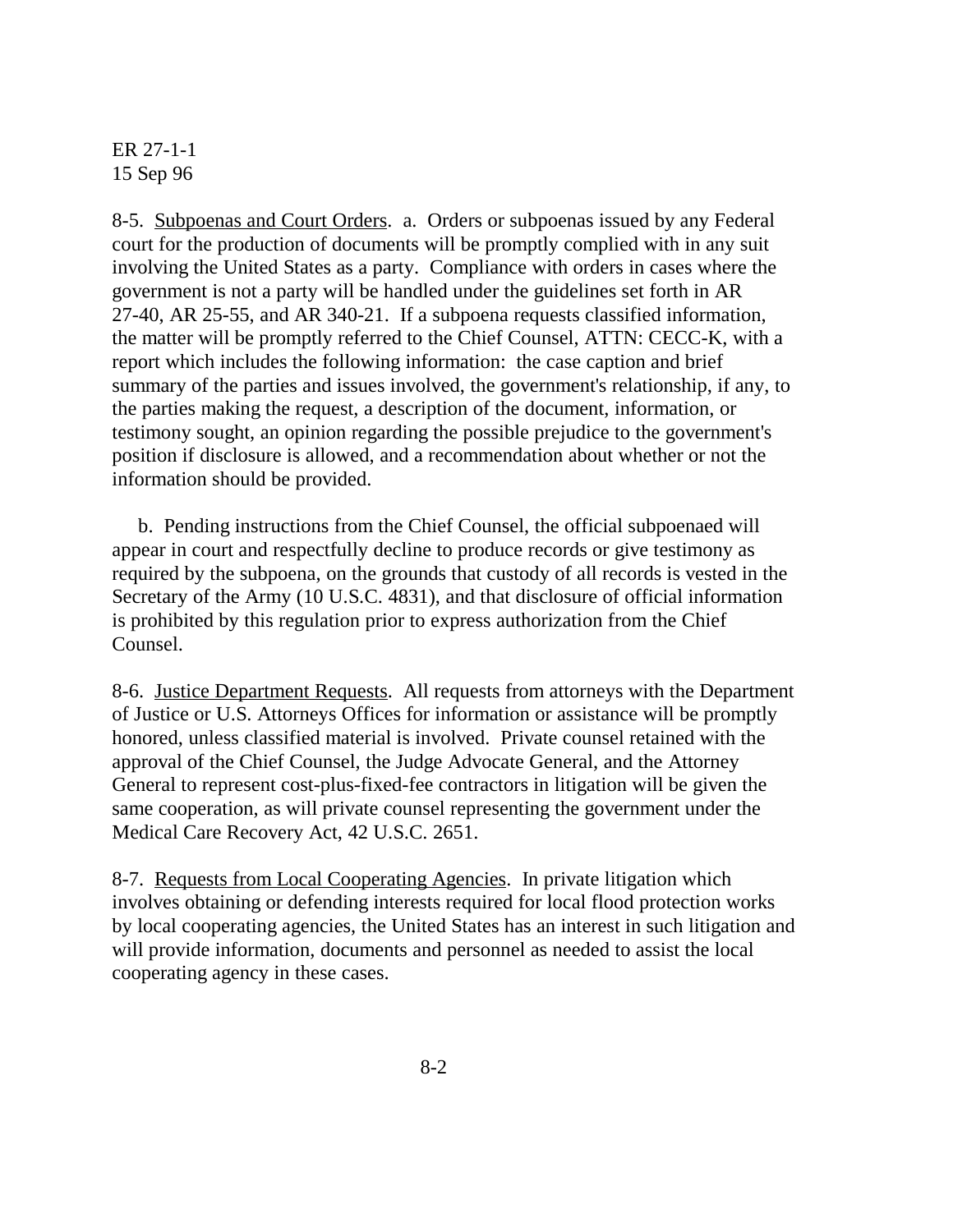8-5. <u>Subpoenas and Court Orders</u>. a. Orders or subpoenas issued by any Federal court for the production of documents will be promptly complied with in any suit involving the United States as a party. Compliance with orders in cases where the government is not a party will be handled under the guidelines set forth in AR 27-40, AR 25-55, and AR 340-21. If a subpoena requests classified information, the matter will be promptly referred to the Chief Counsel, ATTN: CECC-K, with a report which includes the following information: the case caption and brief summary of the parties and issues involved, the government's relationship, if any, to the parties making the request, a description of the document, information, or testimony sought, an opinion regarding the possible prejudice to the government's position if disclosure is allowed, and a recommendation about whether or not the information should be provided.

b. Pending instructions from the Chief Counsel, the official subpoenaed will appear in court and respectfully decline to produce records or give testimony as required by the subpoena, on the grounds that custody of all records is vested in the Secretary of the Army (10 U.S.C. 4831), and that disclosure of official information is prohibited by this regulation prior to express authorization from the Chief Counsel.

8-6. <u>Justice Department Requests</u>. All requests from attorneys with the Department of Justice or U.S. Attorneys Offices for information or assistance will be promptly honored, unless classified material is involved. Private counsel retained with the approval of the Chief Counsel, the Judge Advocate General, and the Attorney General to represent cost-plus-fixed-fee contractors in litigation will be given the same cooperation, as will private counsel representing the government under the Medical Care Recovery Act, 42 U.S.C. 2651.

8-7. <u>Requests from Local Cooperating Agencies</u>. In private litigation which involves obtaining or defending interests required for local flood protection works by local cooperating agencies, the United States has an interest in such litigation and will provide information, documents and personnel as needed to assist the local cooperating agency in these cases.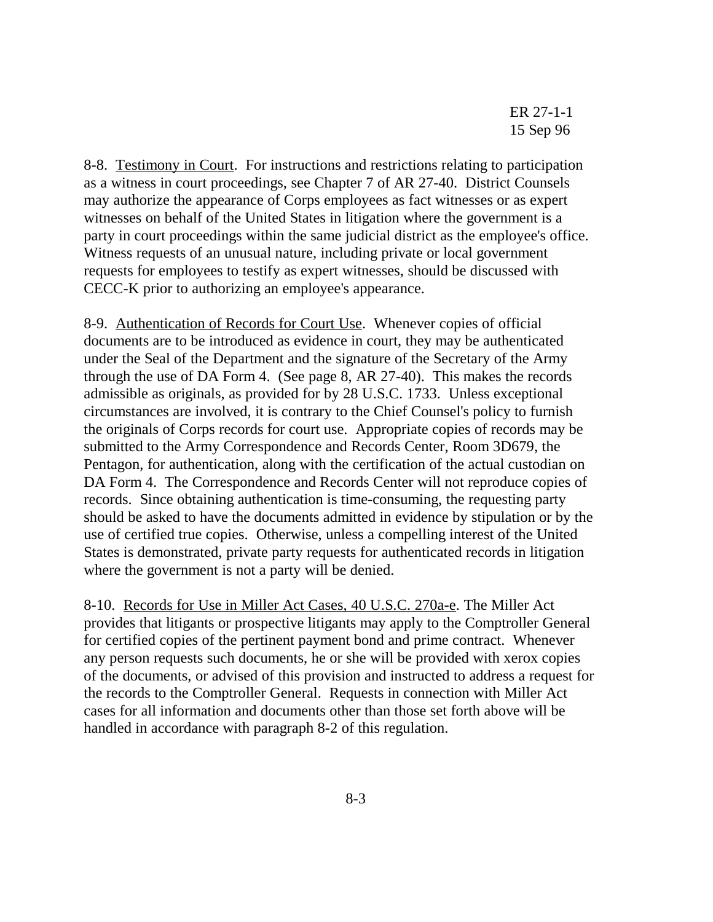8-8. <u>Testimony in Court</u>. For instructions and restrictions relating to participation as a witness in court proceedings, see Chapter 7 of AR 27-40. District Counsels may authorize the appearance of Corps employees as fact witnesses or as expert witnesses on behalf of the United States in litigation where the government is a party in court proceedings within the same judicial district as the employee's office. Witness requests of an unusual nature, including private or local government requests for employees to testify as expert witnesses, should be discussed with CECC-K prior to authorizing an employee's appearance.

8-9. <u>Authentication of Records for Court Use</u>. Whenever copies of official documents are to be introduced as evidence in court, they may be authenticated under the Seal of the Department and the signature of the Secretary of the Army through the use of DA Form 4. (See page 8, AR 27-40). This makes the records admissible as originals, as provided for by 28 U.S.C. 1733. Unless exceptional circumstances are involved, it is contrary to the Chief Counsel's policy to furnish the originals of Corps records for court use. Appropriate copies of records may be submitted to the Army Correspondence and Records Center, Room 3D679, the Pentagon, for authentication, along with the certification of the actual custodian on DA Form 4. The Correspondence and Records Center will not reproduce copies of records. Since obtaining authentication is time-consuming, the requesting party should be asked to have the documents admitted in evidence by stipulation or by the use of certified true copies. Otherwise, unless a compelling interest of the United States is demonstrated, private party requests for authenticated records in litigation where the government is not a party will be denied.

8-10. <u>Records for Use in Miller Act Cases, 40 U.S.C. 270a-e</u>. The Miller Act provides that litigants or prospective litigants may apply to the Comptroller General for certified copies of the pertinent payment bond and prime contract. Whenever any person requests such documents, he or she will be provided with xerox copies of the documents, or advised of this provision and instructed to address a request for the records to the Comptroller General. Requests in connection with Miller Act cases for all information and documents other than those set forth above will be handled in accordance with paragraph 8-2 of this regulation.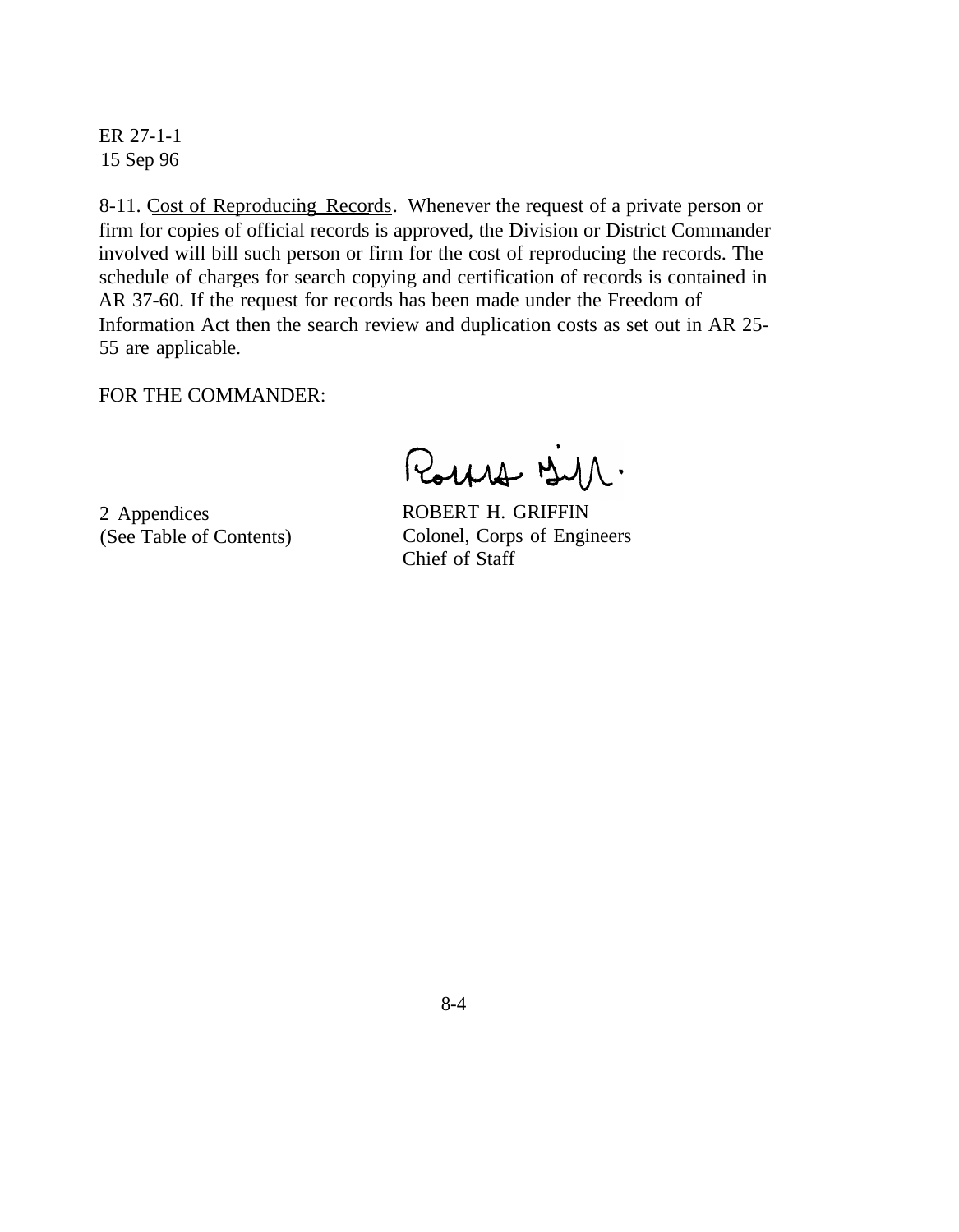8-11. Cost of Reproducing Records. Whenever the request of a private person or firm for copies of official records is approved, the Division or District Commander involved will bill such person or firm for the cost of reproducing the records. The schedule of charges for search copying and certification of records is contained in AR 37-60. If the request for records has been made under the Freedom of Information Act then the search review and duplication costs as set out in AR 25-55 are applicable.

FOR THE COMMANDER:

2 Appendices
(See Table of Contents)

ROBERT H. GRIFFIN
Colonel, Corps of Engineers
Chief of Staff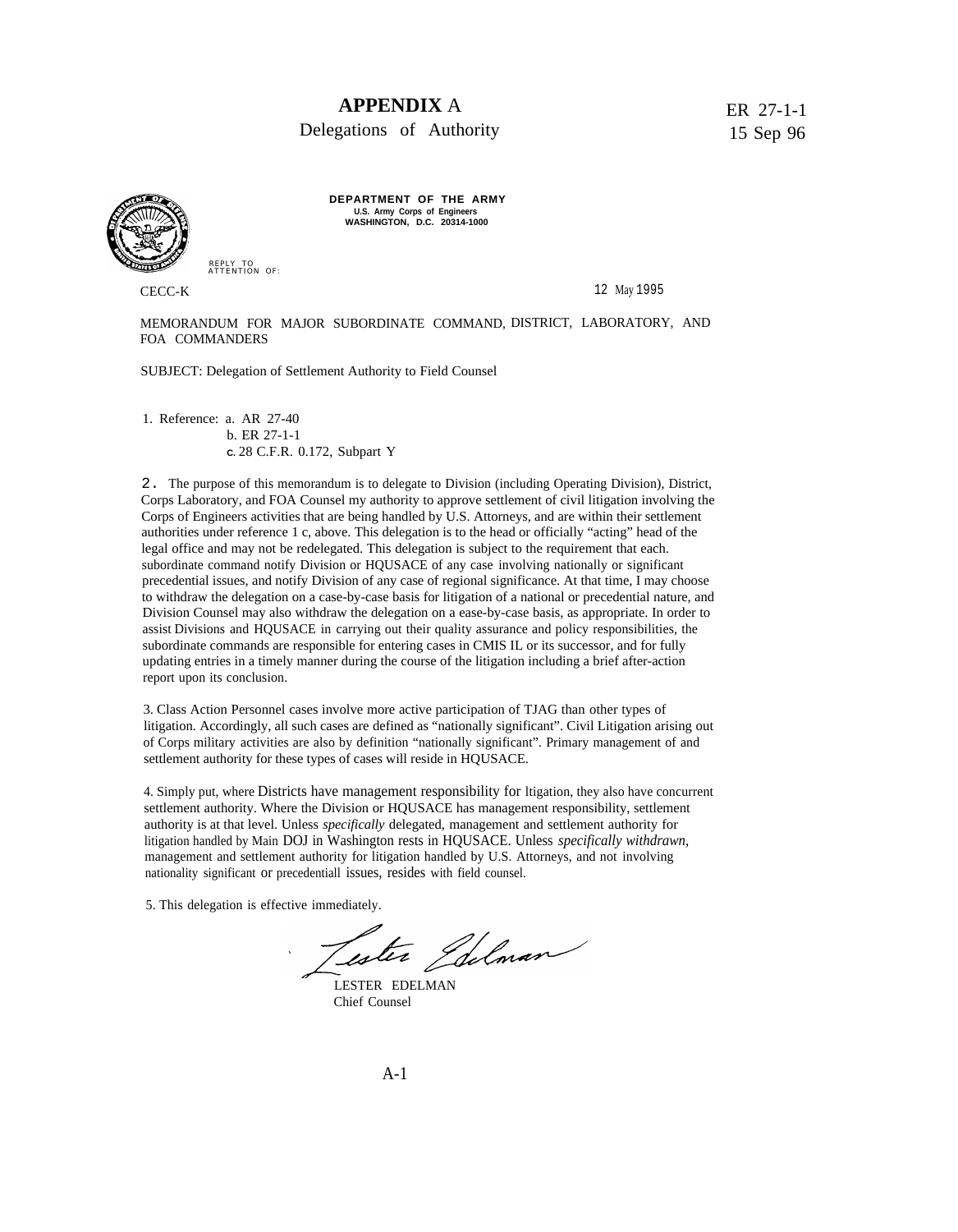# APPENDIX A

## Delegations of Authority

DEPARTMENT OF THE ARMY
U.S. Army Corps of Engineers
WASHINGTON, D.C. 20314-1000

REPLY TO ATTENTION OF:

CECC-K

12 May 1995

MEMORANDUM FOR MAJOR SUBORDINATE COMMAND, DISTRICT, LABORATORY, AND FOA COMMANDERS

SUBJECT: Delegation of Settlement Authority to Field Counsel

1. Reference: a. AR 27-40
   b. ER 27-1-1
   c. 28 C.F.R. 0.172, Subpart Y

2. The purpose of this memorandum is to delegate to Division (including Operating Division), District, Corps Laboratory, and FOA Counsel my authority to approve settlement of civil litigation involving the Corps of Engineers activities that are being handled by U.S. Attorneys, and are within their settlement authorities under reference 1 c, above. This delegation is to the head or officially "acting" head of the legal office and may not be redelegated. This delegation is subject to the requirement that each. subordinate command notify Division or HQUSACE of any case involving nationally or significant precedential issues, and notify Division of any case of regional significance. At that time, I may choose to withdraw the delegation on a case-by-case basis for litigation of a national or precedential nature, and Division Counsel may also withdraw the delegation on a ease-by-case basis, as appropriate. In order to assist Divisions and HQUSACE in carrying out their quality assurance and policy responsibilities, the subordinate commands are responsible for entering cases in CMIS IL or its successor, and for fully updating entries in a timely manner during the course of the litigation including a brief after-action report upon its conclusion.

3. Class Action Personnel cases involve more active participation of TJAG than other types of litigation. Accordingly, all such cases are defined as "nationally significant". Civil Litigation arising out of Corps military activities are also by definition "nationally significant". Primary management of and settlement authority for these types of cases will reside in HQUSACE.

4. Simply put, where Districts have management responsibility for ltigation, they also have concurrent settlement authority. Where the Division or HQUSACE has management responsibility, settlement authority is at that level. Unless *specifically* delegated, management and settlement authority for litigation handled by Main DOJ in Washington rests in HQUSACE. Unless *specifically withdrawn*, management and settlement authority for litigation handled by U.S. Attorneys, and not involving nationality significant or precedentiall issues, resides with field counsel.

5. This delegation is effective immediately.

LESTER EDELMAN
Chief Counsel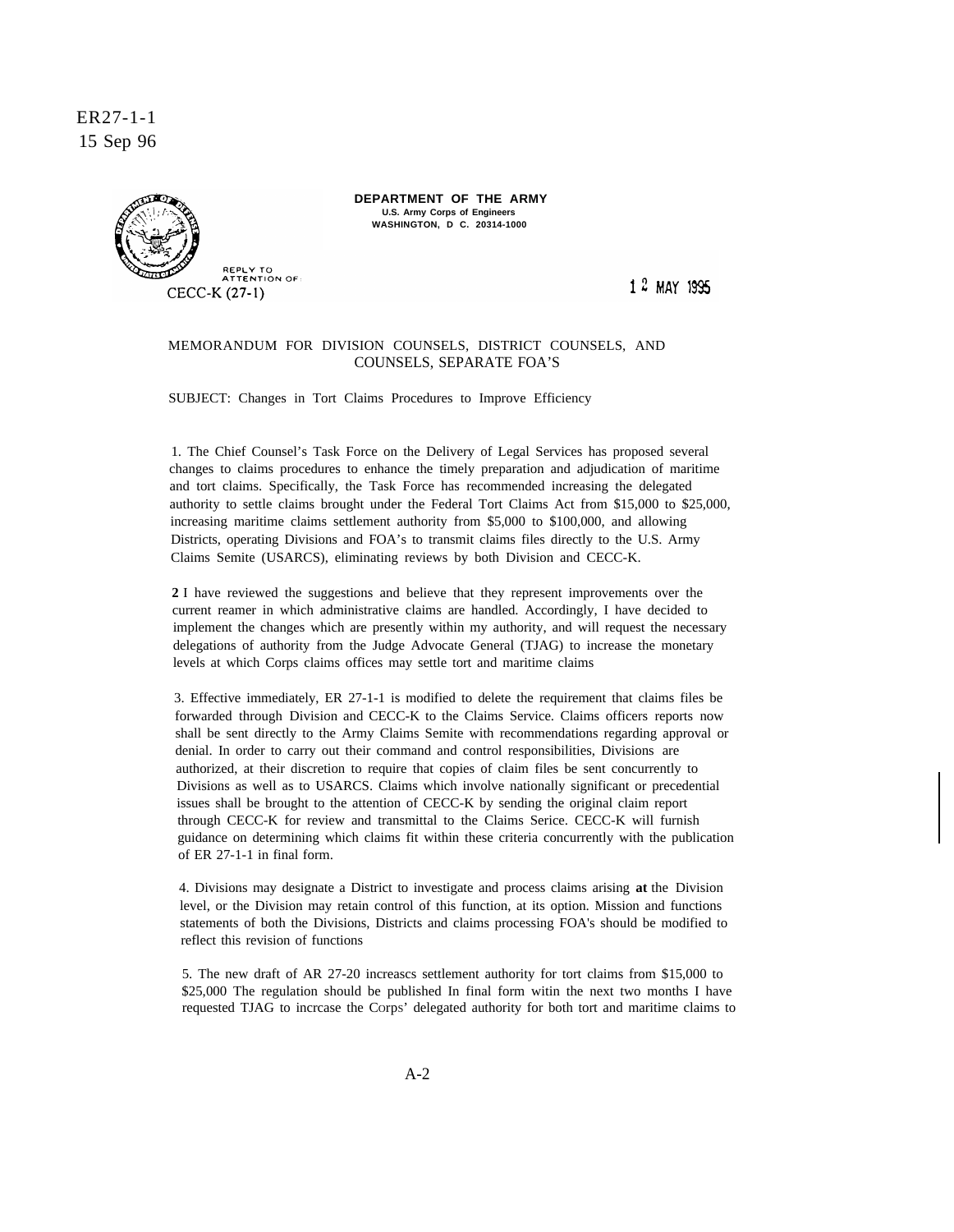**DEPARTMENT OF THE ARMY**
**U.S. Army Corps of Engineers**
**WASHINGTON, D C. 20314-1000**

REPLY TO
ATTENTION OF:
CECC-K (27-1)

12 MAY 1995

MEMORANDUM FOR DIVISION COUNSELS, DISTRICT COUNSELS, AND COUNSELS, SEPARATE FOA'S

SUBJECT: Changes in Tort Claims Procedures to Improve Efficiency

1. The Chief Counsel's Task Force on the Delivery of Legal Services has proposed several changes to claims procedures to enhance the timely preparation and adjudication of maritime and tort claims. Specifically, the Task Force has recommended increasing the delegated authority to settle claims brought under the Federal Tort Claims Act from $15,000 to $25,000, increasing maritime claims settlement authority from $5,000 to $100,000, and allowing Districts, operating Divisions and FOA's to transmit claims files directly to the U.S. Army Claims Semite (USARCS), eliminating reviews by both Division and CECC-K.

**2** I have reviewed the suggestions and believe that they represent improvements over the current reamer in which administrative claims are handled. Accordingly, I have decided to implement the changes which are presently within my authority, and will request the necessary delegations of authority from the Judge Advocate General (TJAG) to increase the monetary levels at which Corps claims offices may settle tort and maritime claims

3. Effective immediately, ER 27-1-1 is modified to delete the requirement that claims files be forwarded through Division and CECC-K to the Claims Service. Claims officers reports now shall be sent directly to the Army Claims Semite with recommendations regarding approval or denial. In order to carry out their command and control responsibilities, Divisions are authorized, at their discretion to require that copies of claim files be sent concurrently to Divisions as well as to USARCS. Claims which involve nationally significant or precedential issues shall be brought to the attention of CECC-K by sending the original claim report through CECC-K for review and transmittal to the Claims Serice. CECC-K will furnish guidance on determining which claims fit within these criteria concurrently with the publication of ER 27-1-1 in final form.

4. Divisions may designate a District to investigate and process claims arising **at** the Division level, or the Division may retain control of this function, at its option. Mission and functions statements of both the Divisions, Districts and claims processing FOA's should be modified to reflect this revision of functions

5. The new draft of AR 27-20 increascs settlement authority for tort claims from $15,000 to $25,000 The regulation should be published In final form witin the next two months I have requested TJAG to incrcase the Corps' delegated authority for both tort and maritime claims to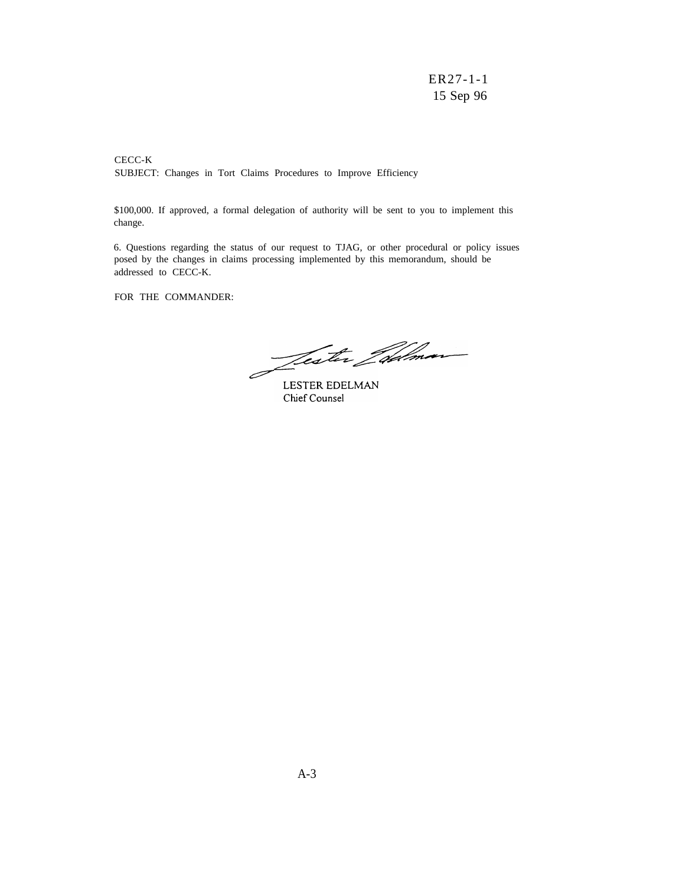CECC-K
SUBJECT: Changes in Tort Claims Procedures to Improve Efficiency

$100,000. If approved, a formal delegation of authority will be sent to you to implement this change.

6. Questions regarding the status of our request to TJAG, or other procedural or policy issues posed by the changes in claims processing implemented by this memorandum, should be addressed to CECC-K.

FOR THE COMMANDER:

LESTER EDELMAN
Chief Counsel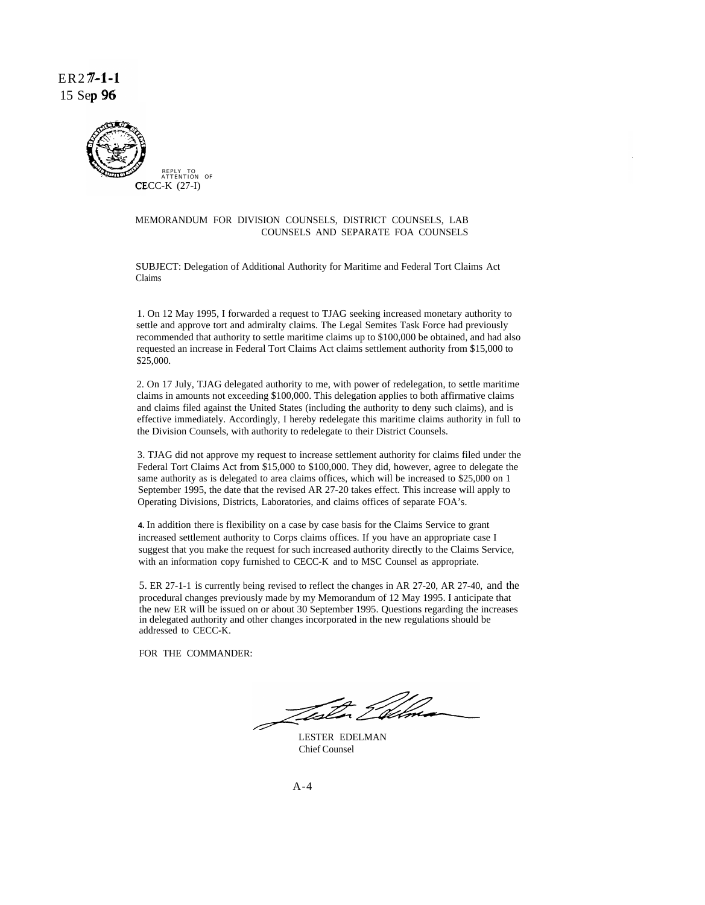REPLY TO ATTENTION OF
CECC-K (27-I)

MEMORANDUM FOR DIVISION COUNSELS, DISTRICT COUNSELS, LAB COUNSELS AND SEPARATE FOA COUNSELS

SUBJECT: Delegation of Additional Authority for Maritime and Federal Tort Claims Act Claims

1. On 12 May 1995, I forwarded a request to TJAG seeking increased monetary authority to settle and approve tort and admiralty claims. The Legal Semites Task Force had previously recommended that authority to settle maritime claims up to $100,000 be obtained, and had also requested an increase in Federal Tort Claims Act claims settlement authority from $15,000 to $25,000.

2. On 17 July, TJAG delegated authority to me, with power of redelegation, to settle maritime claims in amounts not exceeding $100,000. This delegation applies to both affirmative claims and claims filed against the United States (including the authority to deny such claims), and is effective immediately. Accordingly, I hereby redelegate this maritime claims authority in full to the Division Counsels, with authority to redelegate to their District Counsels.

3. TJAG did not approve my request to increase settlement authority for claims filed under the Federal Tort Claims Act from $15,000 to $100,000. They did, however, agree to delegate the same authority as is delegated to area claims offices, which will be increased to $25,000 on 1 September 1995, the date that the revised AR 27-20 takes effect. This increase will apply to Operating Divisions, Districts, Laboratories, and claims offices of separate FOA's.

4. In addition there is flexibility on a case by case basis for the Claims Service to grant increased settlement authority to Corps claims offices. If you have an appropriate case I suggest that you make the request for such increased authority directly to the Claims Service, with an information copy furnished to CECC-K and to MSC Counsel as appropriate.

5. ER 27-1-1 is currently being revised to reflect the changes in AR 27-20, AR 27-40, and the procedural changes previously made by my Memorandum of 12 May 1995. I anticipate that the new ER will be issued on or about 30 September 1995. Questions regarding the increases in delegated authority and other changes incorporated in the new regulations should be addressed to CECC-K.

FOR THE COMMANDER:

LESTER EDELMAN
Chief Counsel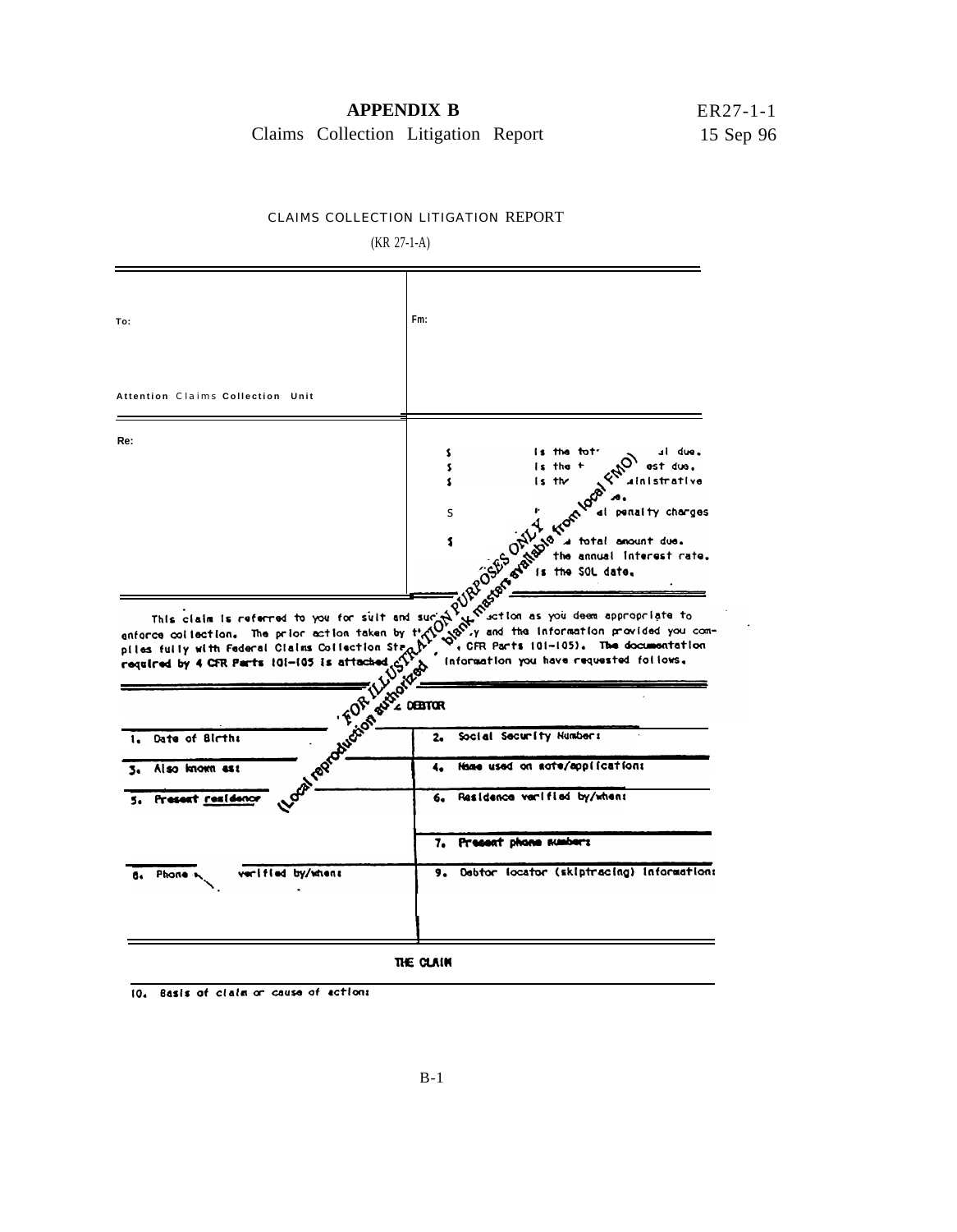# APPENDIX B

## Claims Collection Litigation Report

CLAIMS COLLECTION LITIGATION REPORT

(KR 27-1-A)

| To: <br><br> Attention Claims Collection Unit | Fm: |
|---|---|
| Re: | $ is the tot[...]al due.<br>$ is the t[...]est due.<br>$ is th[...]ministrative [...]e.<br>$ [...]al penalty charges<br>$ [...] total amount due.<br>[...] the annual interest rate.<br>[...] is the SOL date. |

This claim is referred to you for suit and suc[...]ction as you deem appropriate to enforce collection. The prior action taken by t[...]y and the information provided you complies fully with Federal Claims Collection Sta[...], CFR Parts 101-105). The documentation required by 4 CFR Parts 101-105 is attached[...] information you have requested follows.

FOR ILLUSTRATION PURPOSES ONLY - blank masters available from local FMO (Local reproduction authorized)

### [...] DEBTOR

| | |
|---|---|
| 1. Date of Birth: | 2. Social Security Number: |
| 3. Also known as: | 4. Name used on note/application: |
| 5. Present residence | 6. Residence verified by/when: |
| | 7. Present phone numbers: |
| 8. Phone [...] verified by/when: | 9. Debtor locator (skiptracing) information: |

### THE CLAIM

10. Basis of claim or cause of action: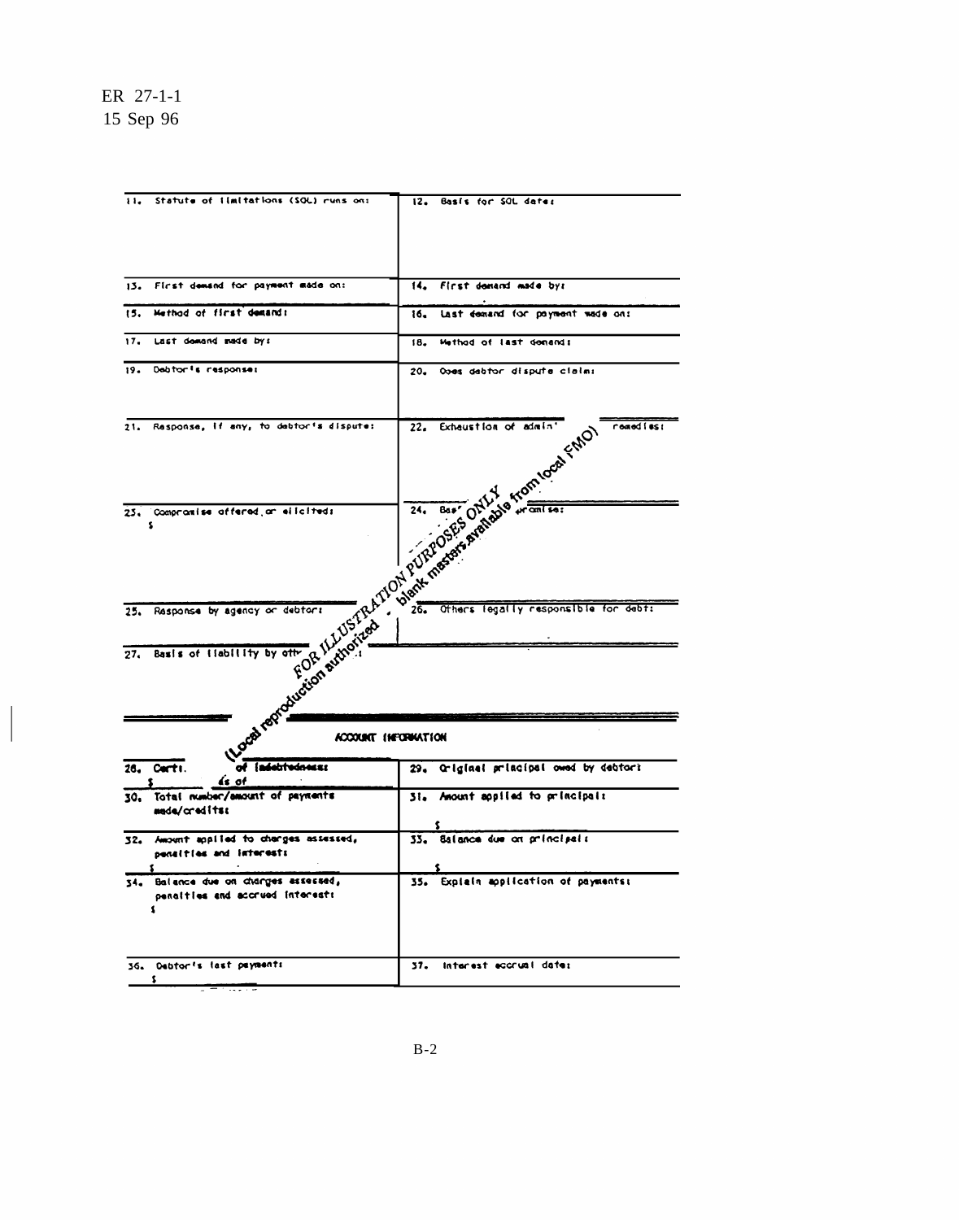| 11. Statute of limitations (SOL) runs on: | 12. Basis for SOL date: |
|---|---|
| 13. First demand for payment made on: | 14. First demand made by: |
| 15. Method of first demand: | 16. Last demand for payment made on: |
| 17. Last demand made by: | 18. Method of last demand: |
| 19. Debtor's response: | 20. Does debtor dispute claim: |
| 21. Response, if any, to debtor's dispute: | 22. Exhaustion of admin' remedies: |
| 23. Compromise offered or elicited: $ | 24. Bas' ompromise: |
| 25. Response by agency or debtor: | 26. Others legally responsible for debt: |
| 27. Basis of liability by oth' | |

FOR ILLUSTRATION PURPOSES ONLY (Local reproduction authorized - blank masters available from local FMO)

## ACCOUNT INFORMATION

| 28. Certi. of indebtedness: $ as of | 29. Original principal owed by debtor: |
|---|---|
| 30. Total number/amount of payments made/credits: | 31. Amount applied to principal: $ |
| 32. Amount applied to charges assessed, penalties and interest: $ | 33. Balance due on principal: $ |
| 34. Balance due on charges assessed, penalties and accrued interest: $ | 35. Explain application of payments: |
| 36. Debtor's last payment: $ | 37. Interest accrual date: |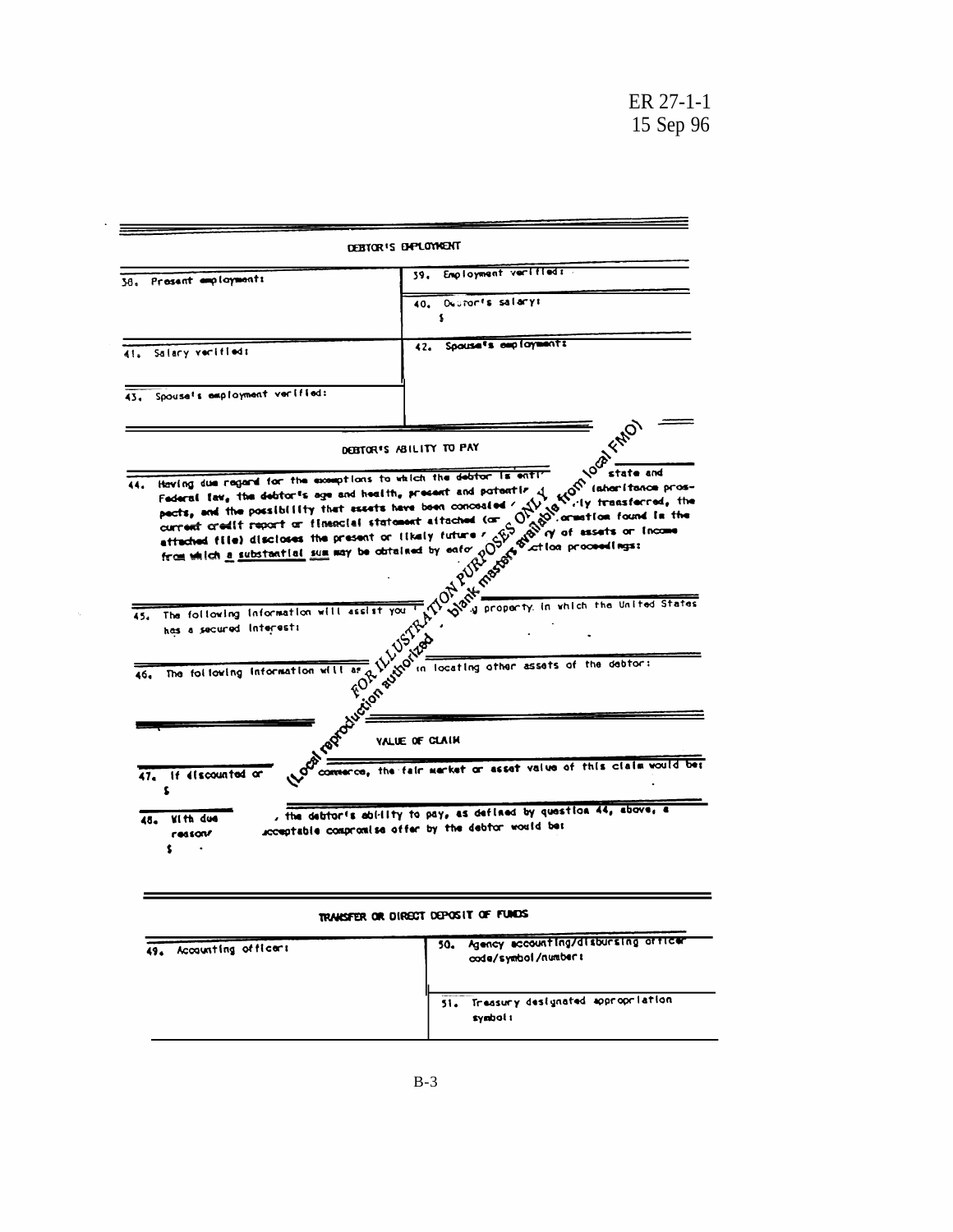## DEBTOR'S EMPLOYMENT

| | |
|---|---|
| 38. Present employment: | 39. Employment verified: |
| | 40. Debtor's salary: $ |
| 41. Salary verified: | 42. Spouse's employment: |
| 43. Spouse's employment verified: | |

## DEBTOR'S ABILITY TO PAY

44. Having due regard for the exemptions to which the debtor is entitled under state and Federal law, the debtor's age and health, present and potential income (inheritance prospects, and the possibility that assets have been concealed or improperly transferred, the current credit report or financial statement attached (or information found in the attached file) discloses the present or likely future recovery of assets or income from which a substantial sum may be obtained by enforced collection proceedings:

45. The following information will assist you in locating property in which the United States has a secured interest:

46. The following information will assist you in locating other assets of the debtor:

(Local reproduction authorized - blank masters available from local FMO)

FOR ILLUSTRATION PURPOSES ONLY

## VALUE OF CLAIM

47. If discounted or sold in commerce, the fair market or asset value of this claim would be:
$

48. With due regard to the debtor's ability to pay, as defined by question 44, above, a reasonable acceptable compromise offer by the debtor would be:
$

## TRANSFER OR DIRECT DEPOSIT OF FUNDS

| | |
|---|---|
| 49. Accounting officer: | 50. Agency accounting/disbursing officer code/symbol/number: |
| | 51. Treasury designated appropriation symbol: |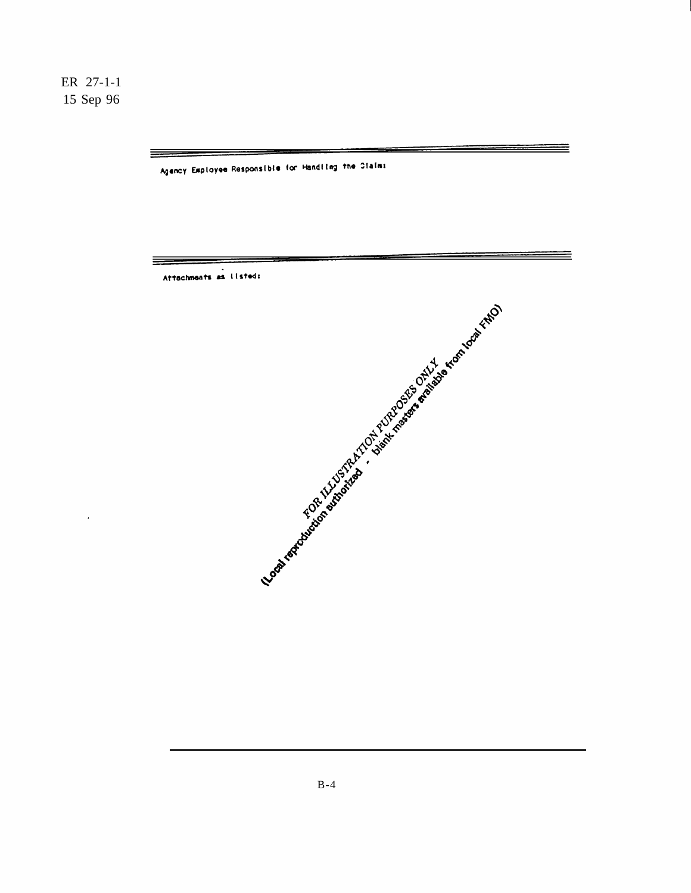Agency Employee Responsible for Handling the Claim:

Attachments as listed:

FOR ILLUSTRATION PURPOSES ONLY
(Local reproduction authorized - blank masters available from local FMO)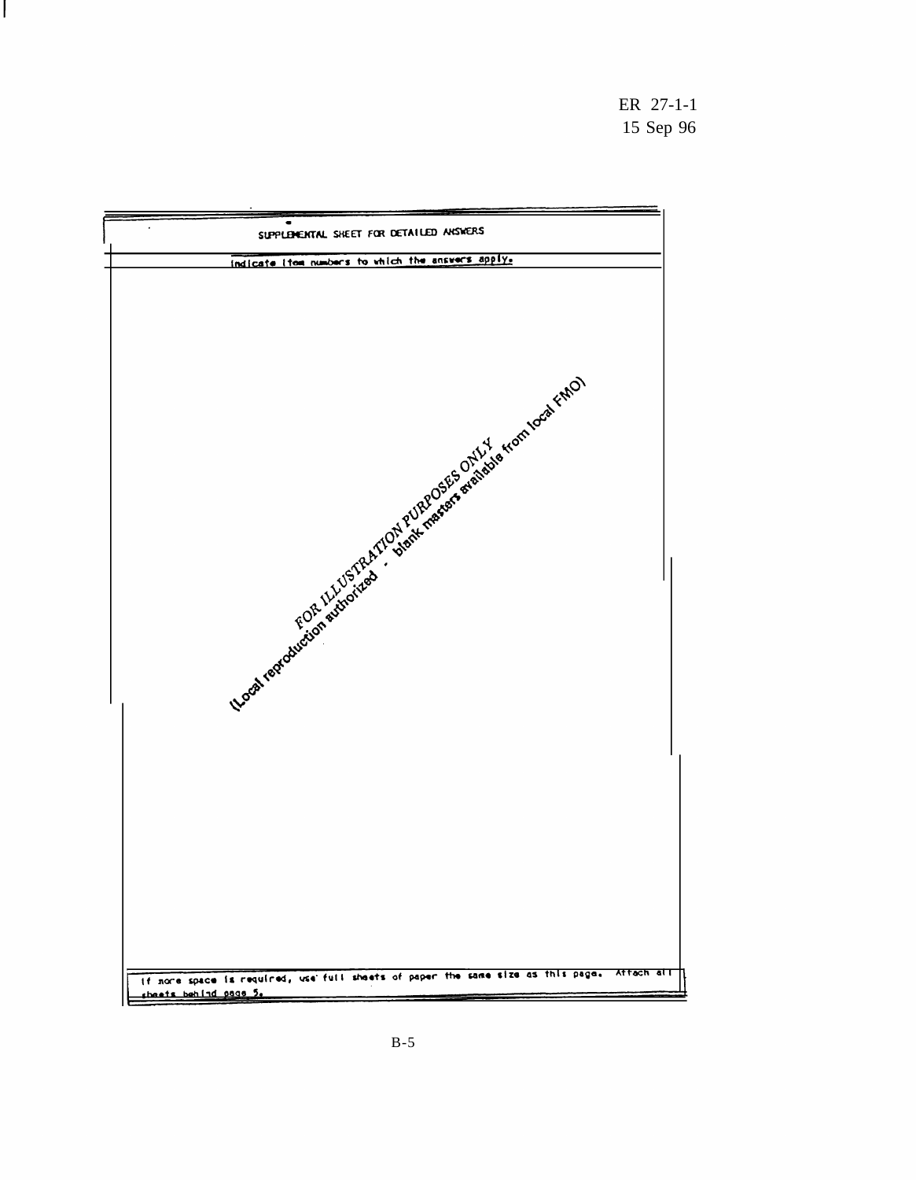SUPPLEMENTAL SHEET FOR DETAILED ANSWERS

Indicate item numbers to which the answers apply.

FOR ILLUSTRATION PURPOSES ONLY
(Local reproduction authorized - blank masters available from local FMO)

If more space is required, use full sheets of paper the same size as this page. Attach all sheets behind page 5.